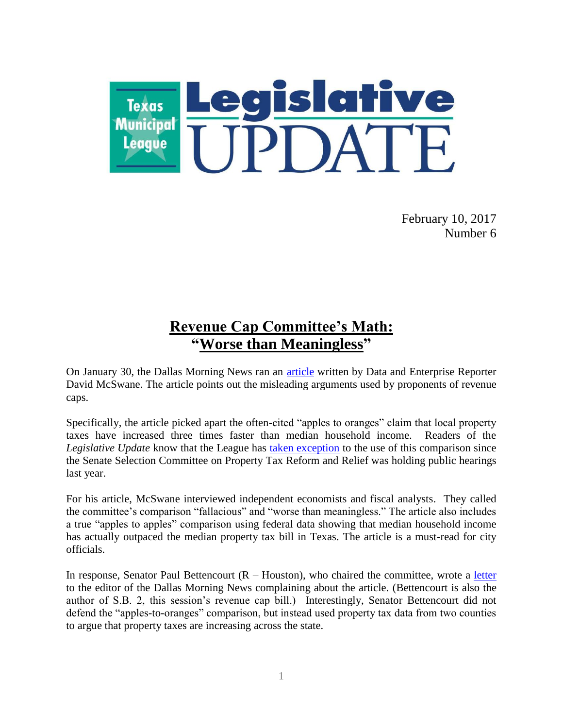# Texas Municipal League Legislative UPDATE

February 10, 2017
Number 6

## Revenue Cap Committee's Math: "Worse than Meaningless"

On January 30, the Dallas Morning News ran an article written by Data and Enterprise Reporter David McSwane. The article points out the misleading arguments used by proponents of revenue caps.

Specifically, the article picked apart the often-cited "apples to oranges" claim that local property taxes have increased three times faster than median household income. Readers of the *Legislative Update* know that the League has taken exception to the use of this comparison since the Senate Selection Committee on Property Tax Reform and Relief was holding public hearings last year.

For his article, McSwane interviewed independent economists and fiscal analysts. They called the committee's comparison "fallacious" and "worse than meaningless." The article also includes a true "apples to apples" comparison using federal data showing that median household income has actually outpaced the median property tax bill in Texas. The article is a must-read for city officials.

In response, Senator Paul Bettencourt (R – Houston), who chaired the committee, wrote a letter to the editor of the Dallas Morning News complaining about the article. (Bettencourt is also the author of S.B. 2, this session's revenue cap bill.) Interestingly, Senator Bettencourt did not defend the "apples-to-oranges" comparison, but instead used property tax data from two counties to argue that property taxes are increasing across the state.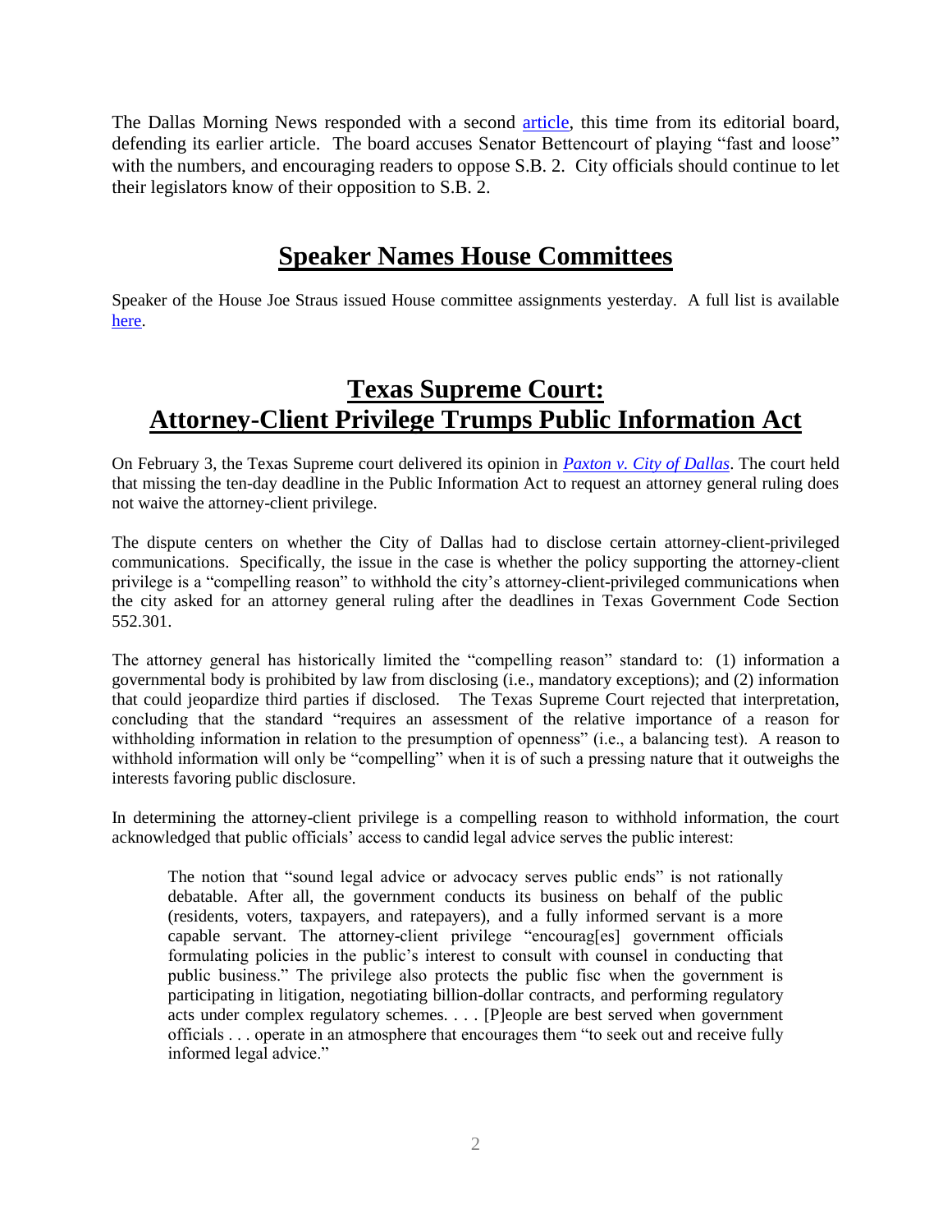The Dallas Morning News responded with a second [article](), this time from its editorial board, defending its earlier article. The board accuses Senator Bettencourt of playing "fast and loose" with the numbers, and encouraging readers to oppose S.B. 2. City officials should continue to let their legislators know of their opposition to S.B. 2.

## Speaker Names House Committees

Speaker of the House Joe Straus issued House committee assignments yesterday. A full list is available [here]().

## Texas Supreme Court: Attorney-Client Privilege Trumps Public Information Act

On February 3, the Texas Supreme court delivered its opinion in [*Paxton v. City of Dallas*](). The court held that missing the ten-day deadline in the Public Information Act to request an attorney general ruling does not waive the attorney-client privilege.

The dispute centers on whether the City of Dallas had to disclose certain attorney-client-privileged communications. Specifically, the issue in the case is whether the policy supporting the attorney-client privilege is a "compelling reason" to withhold the city's attorney-client-privileged communications when the city asked for an attorney general ruling after the deadlines in Texas Government Code Section 552.301.

The attorney general has historically limited the "compelling reason" standard to: (1) information a governmental body is prohibited by law from disclosing (i.e., mandatory exceptions); and (2) information that could jeopardize third parties if disclosed. The Texas Supreme Court rejected that interpretation, concluding that the standard "requires an assessment of the relative importance of a reason for withholding information in relation to the presumption of openness" (i.e., a balancing test). A reason to withhold information will only be "compelling" when it is of such a pressing nature that it outweighs the interests favoring public disclosure.

In determining the attorney-client privilege is a compelling reason to withhold information, the court acknowledged that public officials' access to candid legal advice serves the public interest:

> The notion that "sound legal advice or advocacy serves public ends" is not rationally debatable. After all, the government conducts its business on behalf of the public (residents, voters, taxpayers, and ratepayers), and a fully informed servant is a more capable servant. The attorney-client privilege "encourag[es] government officials formulating policies in the public's interest to consult with counsel in conducting that public business." The privilege also protects the public fisc when the government is participating in litigation, negotiating billion-dollar contracts, and performing regulatory acts under complex regulatory schemes. . . . [P]eople are best served when government officials . . . operate in an atmosphere that encourages them "to seek out and receive fully informed legal advice."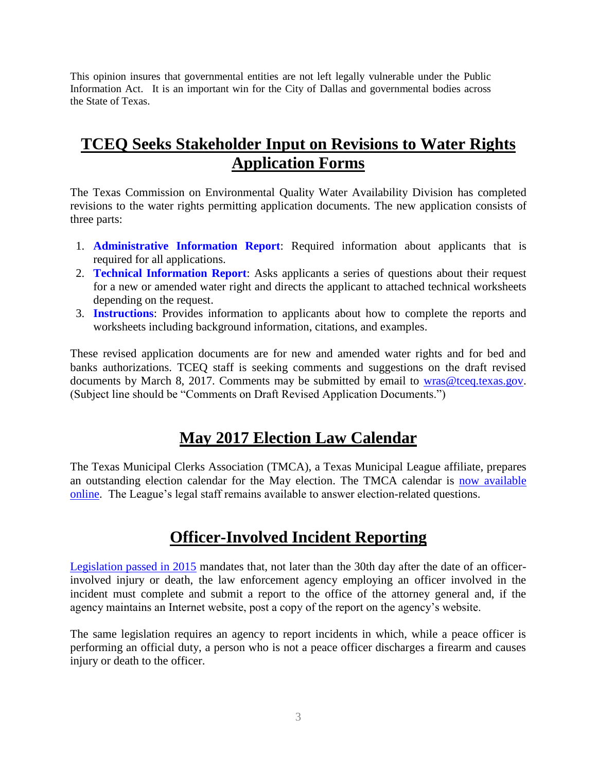This opinion insures that governmental entities are not left legally vulnerable under the Public Information Act. It is an important win for the City of Dallas and governmental bodies across the State of Texas.

## TCEQ Seeks Stakeholder Input on Revisions to Water Rights Application Forms

The Texas Commission on Environmental Quality Water Availability Division has completed revisions to the water rights permitting application documents. The new application consists of three parts:

1. **Administrative Information Report**: Required information about applicants that is required for all applications.
2. **Technical Information Report**: Asks applicants a series of questions about their request for a new or amended water right and directs the applicant to attached technical worksheets depending on the request.
3. **Instructions**: Provides information to applicants about how to complete the reports and worksheets including background information, citations, and examples.

These revised application documents are for new and amended water rights and for bed and banks authorizations. TCEQ staff is seeking comments and suggestions on the draft revised documents by March 8, 2017. Comments may be submitted by email to wras@tceq.texas.gov. (Subject line should be "Comments on Draft Revised Application Documents.")

## May 2017 Election Law Calendar

The Texas Municipal Clerks Association (TMCA), a Texas Municipal League affiliate, prepares an outstanding election calendar for the May election. The TMCA calendar is now available online. The League's legal staff remains available to answer election-related questions.

## Officer-Involved Incident Reporting

Legislation passed in 2015 mandates that, not later than the 30th day after the date of an officer-involved injury or death, the law enforcement agency employing an officer involved in the incident must complete and submit a report to the office of the attorney general and, if the agency maintains an Internet website, post a copy of the report on the agency's website.

The same legislation requires an agency to report incidents in which, while a peace officer is performing an official duty, a person who is not a peace officer discharges a firearm and causes injury or death to the officer.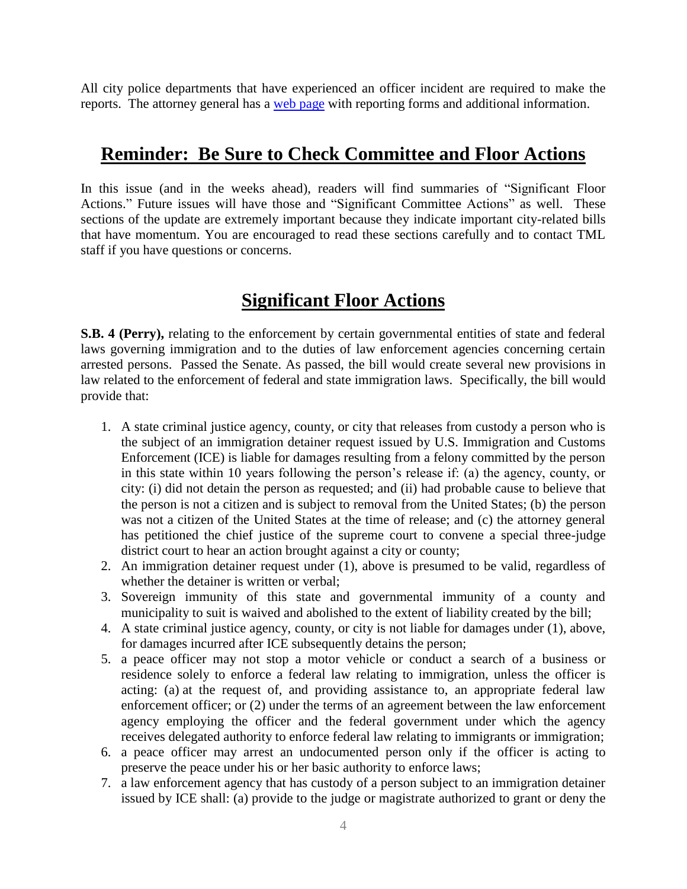All city police departments that have experienced an officer incident are required to make the reports. The attorney general has a web page with reporting forms and additional information.

## Reminder: Be Sure to Check Committee and Floor Actions

In this issue (and in the weeks ahead), readers will find summaries of "Significant Floor Actions." Future issues will have those and "Significant Committee Actions" as well. These sections of the update are extremely important because they indicate important city-related bills that have momentum. You are encouraged to read these sections carefully and to contact TML staff if you have questions or concerns.

## Significant Floor Actions

**S.B. 4 (Perry),** relating to the enforcement by certain governmental entities of state and federal laws governing immigration and to the duties of law enforcement agencies concerning certain arrested persons. Passed the Senate. As passed, the bill would create several new provisions in law related to the enforcement of federal and state immigration laws. Specifically, the bill would provide that:

1. A state criminal justice agency, county, or city that releases from custody a person who is the subject of an immigration detainer request issued by U.S. Immigration and Customs Enforcement (ICE) is liable for damages resulting from a felony committed by the person in this state within 10 years following the person's release if: (a) the agency, county, or city: (i) did not detain the person as requested; and (ii) had probable cause to believe that the person is not a citizen and is subject to removal from the United States; (b) the person was not a citizen of the United States at the time of release; and (c) the attorney general has petitioned the chief justice of the supreme court to convene a special three-judge district court to hear an action brought against a city or county;
2. An immigration detainer request under (1), above is presumed to be valid, regardless of whether the detainer is written or verbal;
3. Sovereign immunity of this state and governmental immunity of a county and municipality to suit is waived and abolished to the extent of liability created by the bill;
4. A state criminal justice agency, county, or city is not liable for damages under (1), above, for damages incurred after ICE subsequently detains the person;
5. a peace officer may not stop a motor vehicle or conduct a search of a business or residence solely to enforce a federal law relating to immigration, unless the officer is acting: (a) at the request of, and providing assistance to, an appropriate federal law enforcement officer; or (2) under the terms of an agreement between the law enforcement agency employing the officer and the federal government under which the agency receives delegated authority to enforce federal law relating to immigrants or immigration;
6. a peace officer may arrest an undocumented person only if the officer is acting to preserve the peace under his or her basic authority to enforce laws;
7. a law enforcement agency that has custody of a person subject to an immigration detainer issued by ICE shall: (a) provide to the judge or magistrate authorized to grant or deny the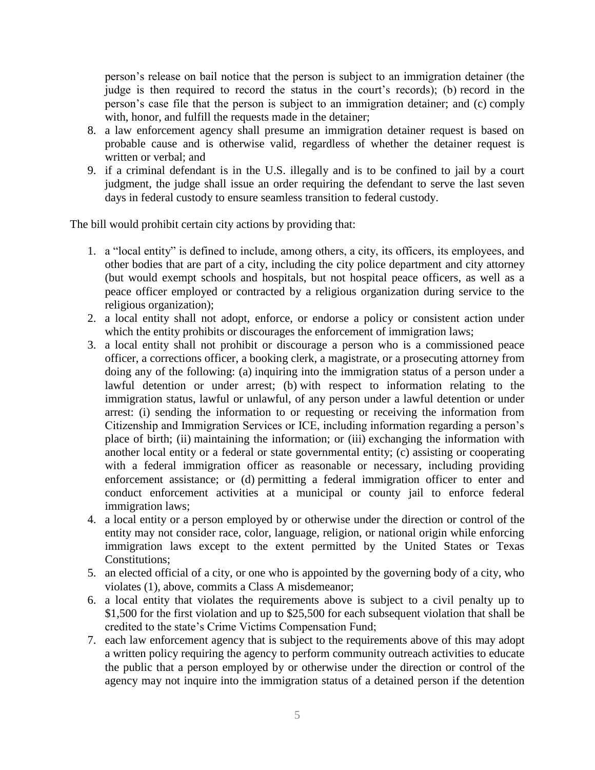person's release on bail notice that the person is subject to an immigration detainer (the judge is then required to record the status in the court's records); (b) record in the person's case file that the person is subject to an immigration detainer; and (c) comply with, honor, and fulfill the requests made in the detainer;

8. a law enforcement agency shall presume an immigration detainer request is based on probable cause and is otherwise valid, regardless of whether the detainer request is written or verbal; and
9. if a criminal defendant is in the U.S. illegally and is to be confined to jail by a court judgment, the judge shall issue an order requiring the defendant to serve the last seven days in federal custody to ensure seamless transition to federal custody.

The bill would prohibit certain city actions by providing that:

1. a "local entity" is defined to include, among others, a city, its officers, its employees, and other bodies that are part of a city, including the city police department and city attorney (but would exempt schools and hospitals, but not hospital peace officers, as well as a peace officer employed or contracted by a religious organization during service to the religious organization);
2. a local entity shall not adopt, enforce, or endorse a policy or consistent action under which the entity prohibits or discourages the enforcement of immigration laws;
3. a local entity shall not prohibit or discourage a person who is a commissioned peace officer, a corrections officer, a booking clerk, a magistrate, or a prosecuting attorney from doing any of the following: (a) inquiring into the immigration status of a person under a lawful detention or under arrest; (b) with respect to information relating to the immigration status, lawful or unlawful, of any person under a lawful detention or under arrest: (i) sending the information to or requesting or receiving the information from Citizenship and Immigration Services or ICE, including information regarding a person's place of birth; (ii) maintaining the information; or (iii) exchanging the information with another local entity or a federal or state governmental entity; (c) assisting or cooperating with a federal immigration officer as reasonable or necessary, including providing enforcement assistance; or (d) permitting a federal immigration officer to enter and conduct enforcement activities at a municipal or county jail to enforce federal immigration laws;
4. a local entity or a person employed by or otherwise under the direction or control of the entity may not consider race, color, language, religion, or national origin while enforcing immigration laws except to the extent permitted by the United States or Texas Constitutions;
5. an elected official of a city, or one who is appointed by the governing body of a city, who violates (1), above, commits a Class A misdemeanor;
6. a local entity that violates the requirements above is subject to a civil penalty up to $1,500 for the first violation and up to $25,500 for each subsequent violation that shall be credited to the state's Crime Victims Compensation Fund;
7. each law enforcement agency that is subject to the requirements above of this may adopt a written policy requiring the agency to perform community outreach activities to educate the public that a person employed by or otherwise under the direction or control of the agency may not inquire into the immigration status of a detained person if the detention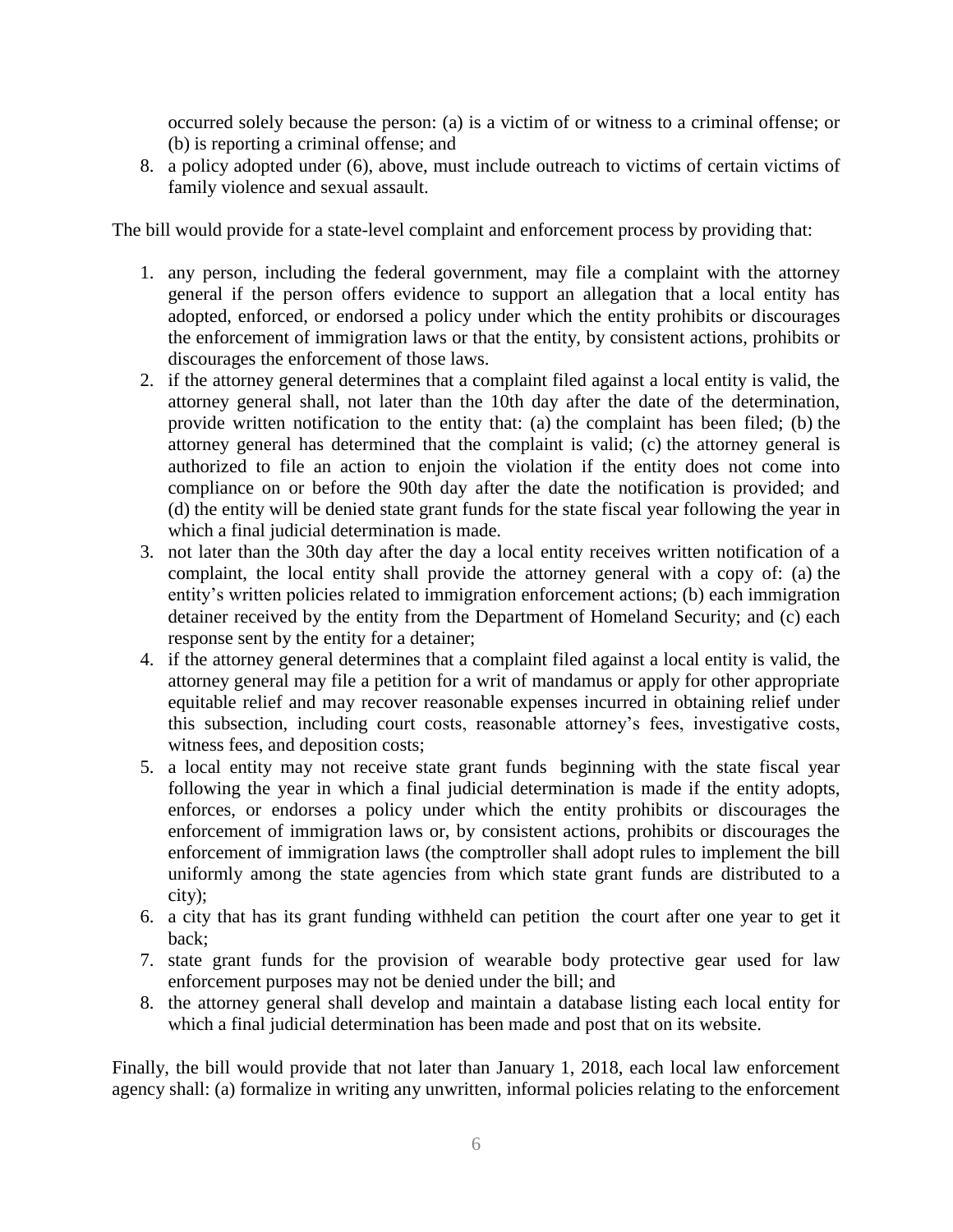occurred solely because the person: (a) is a victim of or witness to a criminal offense; or (b) is reporting a criminal offense; and

8. a policy adopted under (6), above, must include outreach to victims of certain victims of family violence and sexual assault.

The bill would provide for a state-level complaint and enforcement process by providing that:

1. any person, including the federal government, may file a complaint with the attorney general if the person offers evidence to support an allegation that a local entity has adopted, enforced, or endorsed a policy under which the entity prohibits or discourages the enforcement of immigration laws or that the entity, by consistent actions, prohibits or discourages the enforcement of those laws.
2. if the attorney general determines that a complaint filed against a local entity is valid, the attorney general shall, not later than the 10th day after the date of the determination, provide written notification to the entity that: (a) the complaint has been filed; (b) the attorney general has determined that the complaint is valid; (c) the attorney general is authorized to file an action to enjoin the violation if the entity does not come into compliance on or before the 90th day after the date the notification is provided; and (d) the entity will be denied state grant funds for the state fiscal year following the year in which a final judicial determination is made.
3. not later than the 30th day after the day a local entity receives written notification of a complaint, the local entity shall provide the attorney general with a copy of: (a) the entity's written policies related to immigration enforcement actions; (b) each immigration detainer received by the entity from the Department of Homeland Security; and (c) each response sent by the entity for a detainer;
4. if the attorney general determines that a complaint filed against a local entity is valid, the attorney general may file a petition for a writ of mandamus or apply for other appropriate equitable relief and may recover reasonable expenses incurred in obtaining relief under this subsection, including court costs, reasonable attorney's fees, investigative costs, witness fees, and deposition costs;
5. a local entity may not receive state grant funds beginning with the state fiscal year following the year in which a final judicial determination is made if the entity adopts, enforces, or endorses a policy under which the entity prohibits or discourages the enforcement of immigration laws or, by consistent actions, prohibits or discourages the enforcement of immigration laws (the comptroller shall adopt rules to implement the bill uniformly among the state agencies from which state grant funds are distributed to a city);
6. a city that has its grant funding withheld can petition the court after one year to get it back;
7. state grant funds for the provision of wearable body protective gear used for law enforcement purposes may not be denied under the bill; and
8. the attorney general shall develop and maintain a database listing each local entity for which a final judicial determination has been made and post that on its website.

Finally, the bill would provide that not later than January 1, 2018, each local law enforcement agency shall: (a) formalize in writing any unwritten, informal policies relating to the enforcement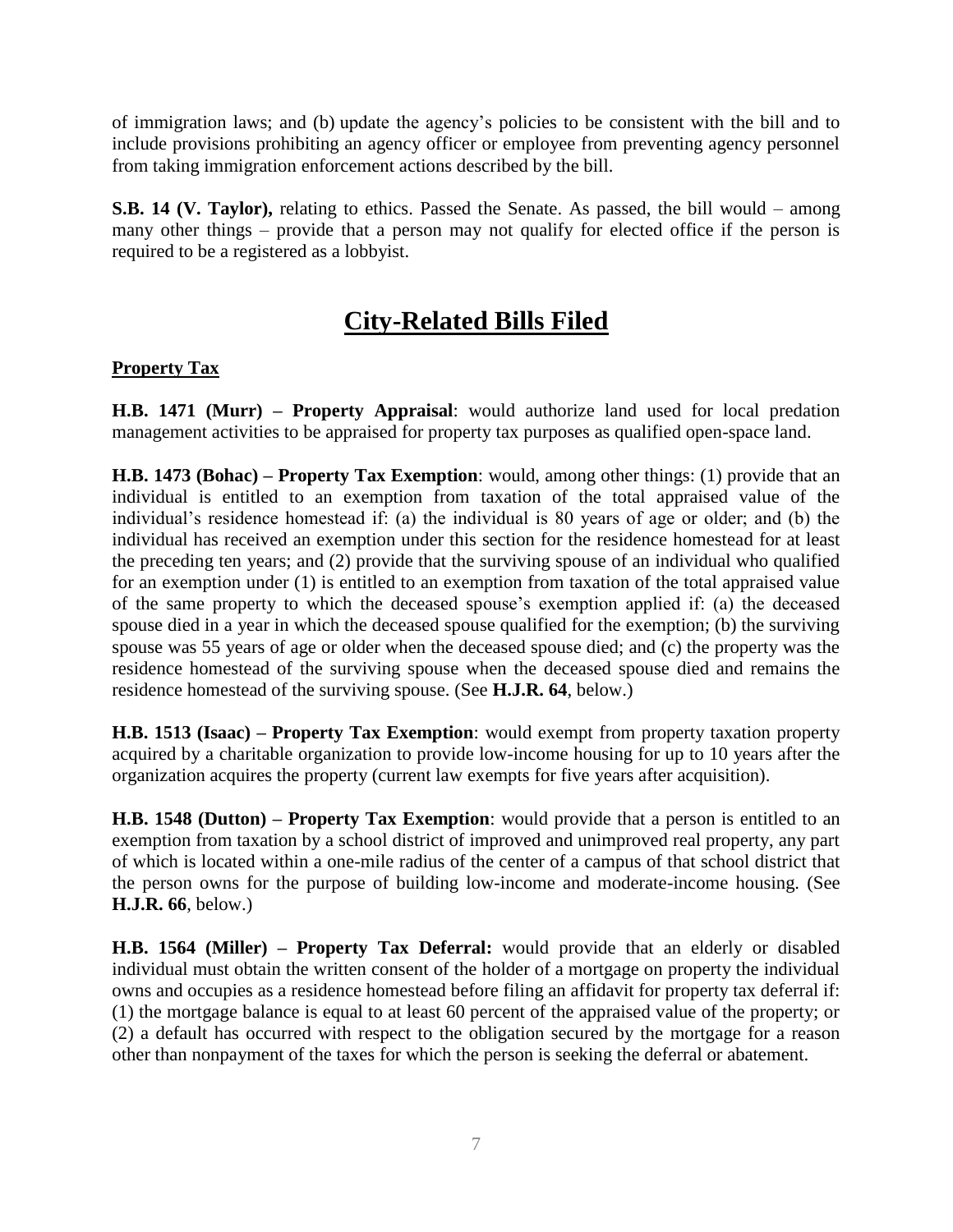of immigration laws; and (b) update the agency's policies to be consistent with the bill and to include provisions prohibiting an agency officer or employee from preventing agency personnel from taking immigration enforcement actions described by the bill.

**S.B. 14 (V. Taylor),** relating to ethics. Passed the Senate. As passed, the bill would – among many other things – provide that a person may not qualify for elected office if the person is required to be a registered as a lobbyist.

# City-Related Bills Filed

**Property Tax**

**H.B. 1471 (Murr) – Property Appraisal**: would authorize land used for local predation management activities to be appraised for property tax purposes as qualified open-space land.

**H.B. 1473 (Bohac) – Property Tax Exemption**: would, among other things: (1) provide that an individual is entitled to an exemption from taxation of the total appraised value of the individual's residence homestead if: (a) the individual is 80 years of age or older; and (b) the individual has received an exemption under this section for the residence homestead for at least the preceding ten years; and (2) provide that the surviving spouse of an individual who qualified for an exemption under (1) is entitled to an exemption from taxation of the total appraised value of the same property to which the deceased spouse's exemption applied if: (a) the deceased spouse died in a year in which the deceased spouse qualified for the exemption; (b) the surviving spouse was 55 years of age or older when the deceased spouse died; and (c) the property was the residence homestead of the surviving spouse when the deceased spouse died and remains the residence homestead of the surviving spouse. (See **H.J.R. 64**, below.)

**H.B. 1513 (Isaac) – Property Tax Exemption**: would exempt from property taxation property acquired by a charitable organization to provide low-income housing for up to 10 years after the organization acquires the property (current law exempts for five years after acquisition).

**H.B. 1548 (Dutton) – Property Tax Exemption**: would provide that a person is entitled to an exemption from taxation by a school district of improved and unimproved real property, any part of which is located within a one-mile radius of the center of a campus of that school district that the person owns for the purpose of building low-income and moderate-income housing. (See **H.J.R. 66**, below.)

**H.B. 1564 (Miller) – Property Tax Deferral:** would provide that an elderly or disabled individual must obtain the written consent of the holder of a mortgage on property the individual owns and occupies as a residence homestead before filing an affidavit for property tax deferral if: (1) the mortgage balance is equal to at least 60 percent of the appraised value of the property; or (2) a default has occurred with respect to the obligation secured by the mortgage for a reason other than nonpayment of the taxes for which the person is seeking the deferral or abatement.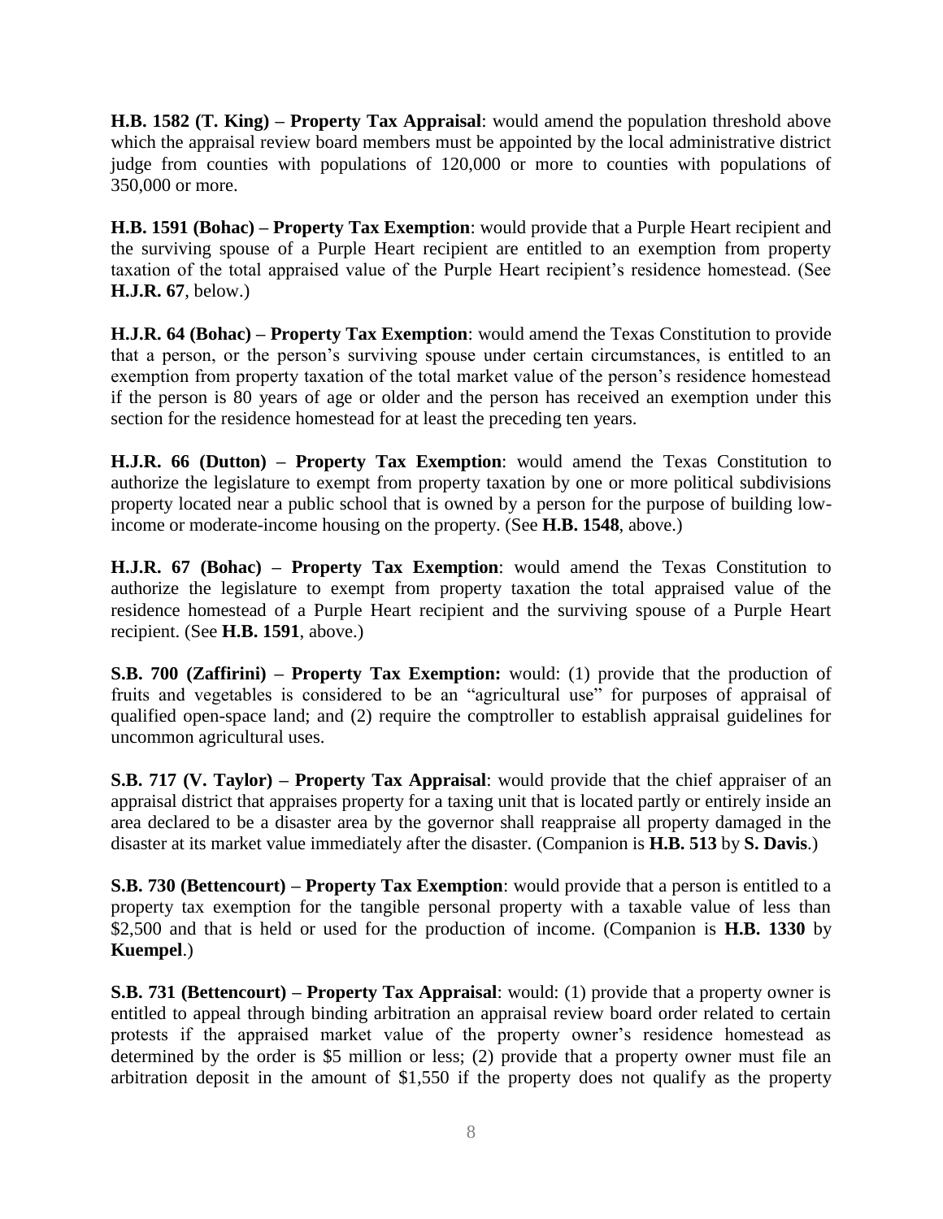**H.B. 1582 (T. King) – Property Tax Appraisal**: would amend the population threshold above which the appraisal review board members must be appointed by the local administrative district judge from counties with populations of 120,000 or more to counties with populations of 350,000 or more.

**H.B. 1591 (Bohac) – Property Tax Exemption**: would provide that a Purple Heart recipient and the surviving spouse of a Purple Heart recipient are entitled to an exemption from property taxation of the total appraised value of the Purple Heart recipient's residence homestead. (See **H.J.R. 67**, below.)

**H.J.R. 64 (Bohac) – Property Tax Exemption**: would amend the Texas Constitution to provide that a person, or the person's surviving spouse under certain circumstances, is entitled to an exemption from property taxation of the total market value of the person's residence homestead if the person is 80 years of age or older and the person has received an exemption under this section for the residence homestead for at least the preceding ten years.

**H.J.R. 66 (Dutton) – Property Tax Exemption**: would amend the Texas Constitution to authorize the legislature to exempt from property taxation by one or more political subdivisions property located near a public school that is owned by a person for the purpose of building low-income or moderate-income housing on the property. (See **H.B. 1548**, above.)

**H.J.R. 67 (Bohac) – Property Tax Exemption**: would amend the Texas Constitution to authorize the legislature to exempt from property taxation the total appraised value of the residence homestead of a Purple Heart recipient and the surviving spouse of a Purple Heart recipient. (See **H.B. 1591**, above.)

**S.B. 700 (Zaffirini) – Property Tax Exemption:** would: (1) provide that the production of fruits and vegetables is considered to be an "agricultural use" for purposes of appraisal of qualified open-space land; and (2) require the comptroller to establish appraisal guidelines for uncommon agricultural uses.

**S.B. 717 (V. Taylor) – Property Tax Appraisal**: would provide that the chief appraiser of an appraisal district that appraises property for a taxing unit that is located partly or entirely inside an area declared to be a disaster area by the governor shall reappraise all property damaged in the disaster at its market value immediately after the disaster. (Companion is **H.B. 513** by **S. Davis**.)

**S.B. 730 (Bettencourt) – Property Tax Exemption**: would provide that a person is entitled to a property tax exemption for the tangible personal property with a taxable value of less than \$2,500 and that is held or used for the production of income. (Companion is **H.B. 1330** by **Kuempel**.)

**S.B. 731 (Bettencourt) – Property Tax Appraisal**: would: (1) provide that a property owner is entitled to appeal through binding arbitration an appraisal review board order related to certain protests if the appraised market value of the property owner's residence homestead as determined by the order is \$5 million or less; (2) provide that a property owner must file an arbitration deposit in the amount of \$1,550 if the property does not qualify as the property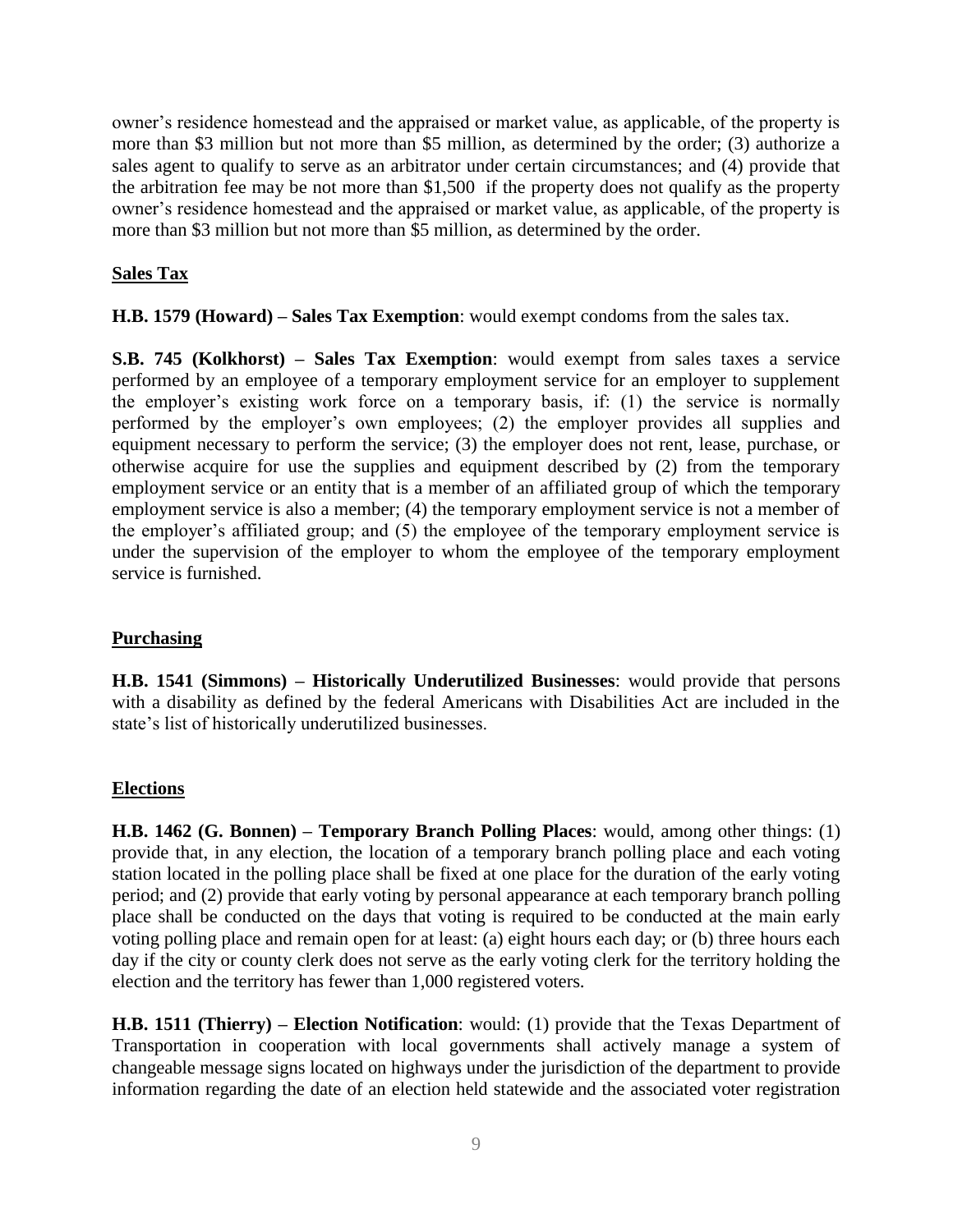owner's residence homestead and the appraised or market value, as applicable, of the property is more than $3 million but not more than $5 million, as determined by the order; (3) authorize a sales agent to qualify to serve as an arbitrator under certain circumstances; and (4) provide that the arbitration fee may be not more than $1,500 if the property does not qualify as the property owner's residence homestead and the appraised or market value, as applicable, of the property is more than $3 million but not more than $5 million, as determined by the order.

## Sales Tax

**H.B. 1579 (Howard) – Sales Tax Exemption**: would exempt condoms from the sales tax.

**S.B. 745 (Kolkhorst) – Sales Tax Exemption**: would exempt from sales taxes a service performed by an employee of a temporary employment service for an employer to supplement the employer's existing work force on a temporary basis, if: (1) the service is normally performed by the employer's own employees; (2) the employer provides all supplies and equipment necessary to perform the service; (3) the employer does not rent, lease, purchase, or otherwise acquire for use the supplies and equipment described by (2) from the temporary employment service or an entity that is a member of an affiliated group of which the temporary employment service is also a member; (4) the temporary employment service is not a member of the employer's affiliated group; and (5) the employee of the temporary employment service is under the supervision of the employer to whom the employee of the temporary employment service is furnished.

## Purchasing

**H.B. 1541 (Simmons) – Historically Underutilized Businesses**: would provide that persons with a disability as defined by the federal Americans with Disabilities Act are included in the state's list of historically underutilized businesses.

## Elections

**H.B. 1462 (G. Bonnen) – Temporary Branch Polling Places**: would, among other things: (1) provide that, in any election, the location of a temporary branch polling place and each voting station located in the polling place shall be fixed at one place for the duration of the early voting period; and (2) provide that early voting by personal appearance at each temporary branch polling place shall be conducted on the days that voting is required to be conducted at the main early voting polling place and remain open for at least: (a) eight hours each day; or (b) three hours each day if the city or county clerk does not serve as the early voting clerk for the territory holding the election and the territory has fewer than 1,000 registered voters.

**H.B. 1511 (Thierry) – Election Notification**: would: (1) provide that the Texas Department of Transportation in cooperation with local governments shall actively manage a system of changeable message signs located on highways under the jurisdiction of the department to provide information regarding the date of an election held statewide and the associated voter registration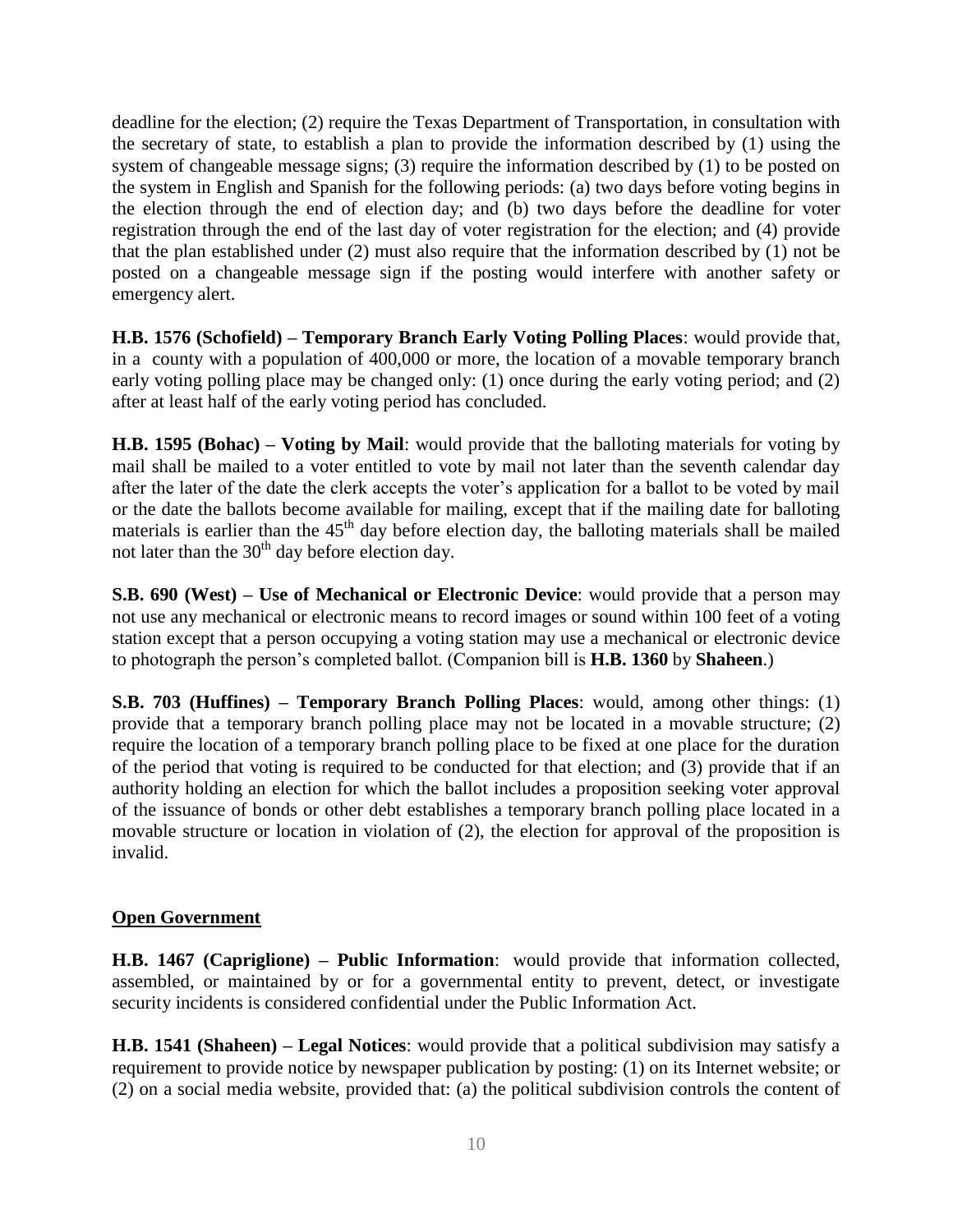deadline for the election; (2) require the Texas Department of Transportation, in consultation with the secretary of state, to establish a plan to provide the information described by (1) using the system of changeable message signs; (3) require the information described by (1) to be posted on the system in English and Spanish for the following periods: (a) two days before voting begins in the election through the end of election day; and (b) two days before the deadline for voter registration through the end of the last day of voter registration for the election; and (4) provide that the plan established under (2) must also require that the information described by (1) not be posted on a changeable message sign if the posting would interfere with another safety or emergency alert.

**H.B. 1576 (Schofield) – Temporary Branch Early Voting Polling Places**: would provide that, in a county with a population of 400,000 or more, the location of a movable temporary branch early voting polling place may be changed only: (1) once during the early voting period; and (2) after at least half of the early voting period has concluded.

**H.B. 1595 (Bohac) – Voting by Mail**: would provide that the balloting materials for voting by mail shall be mailed to a voter entitled to vote by mail not later than the seventh calendar day after the later of the date the clerk accepts the voter's application for a ballot to be voted by mail or the date the ballots become available for mailing, except that if the mailing date for balloting materials is earlier than the 45th day before election day, the balloting materials shall be mailed not later than the 30th day before election day.

**S.B. 690 (West) – Use of Mechanical or Electronic Device**: would provide that a person may not use any mechanical or electronic means to record images or sound within 100 feet of a voting station except that a person occupying a voting station may use a mechanical or electronic device to photograph the person's completed ballot. (Companion bill is **H.B. 1360** by **Shaheen**.)

**S.B. 703 (Huffines) – Temporary Branch Polling Places**: would, among other things: (1) provide that a temporary branch polling place may not be located in a movable structure; (2) require the location of a temporary branch polling place to be fixed at one place for the duration of the period that voting is required to be conducted for that election; and (3) provide that if an authority holding an election for which the ballot includes a proposition seeking voter approval of the issuance of bonds or other debt establishes a temporary branch polling place located in a movable structure or location in violation of (2), the election for approval of the proposition is invalid.

## Open Government

**H.B. 1467 (Capriglione) – Public Information**: would provide that information collected, assembled, or maintained by or for a governmental entity to prevent, detect, or investigate security incidents is considered confidential under the Public Information Act.

**H.B. 1541 (Shaheen) – Legal Notices**: would provide that a political subdivision may satisfy a requirement to provide notice by newspaper publication by posting: (1) on its Internet website; or (2) on a social media website, provided that: (a) the political subdivision controls the content of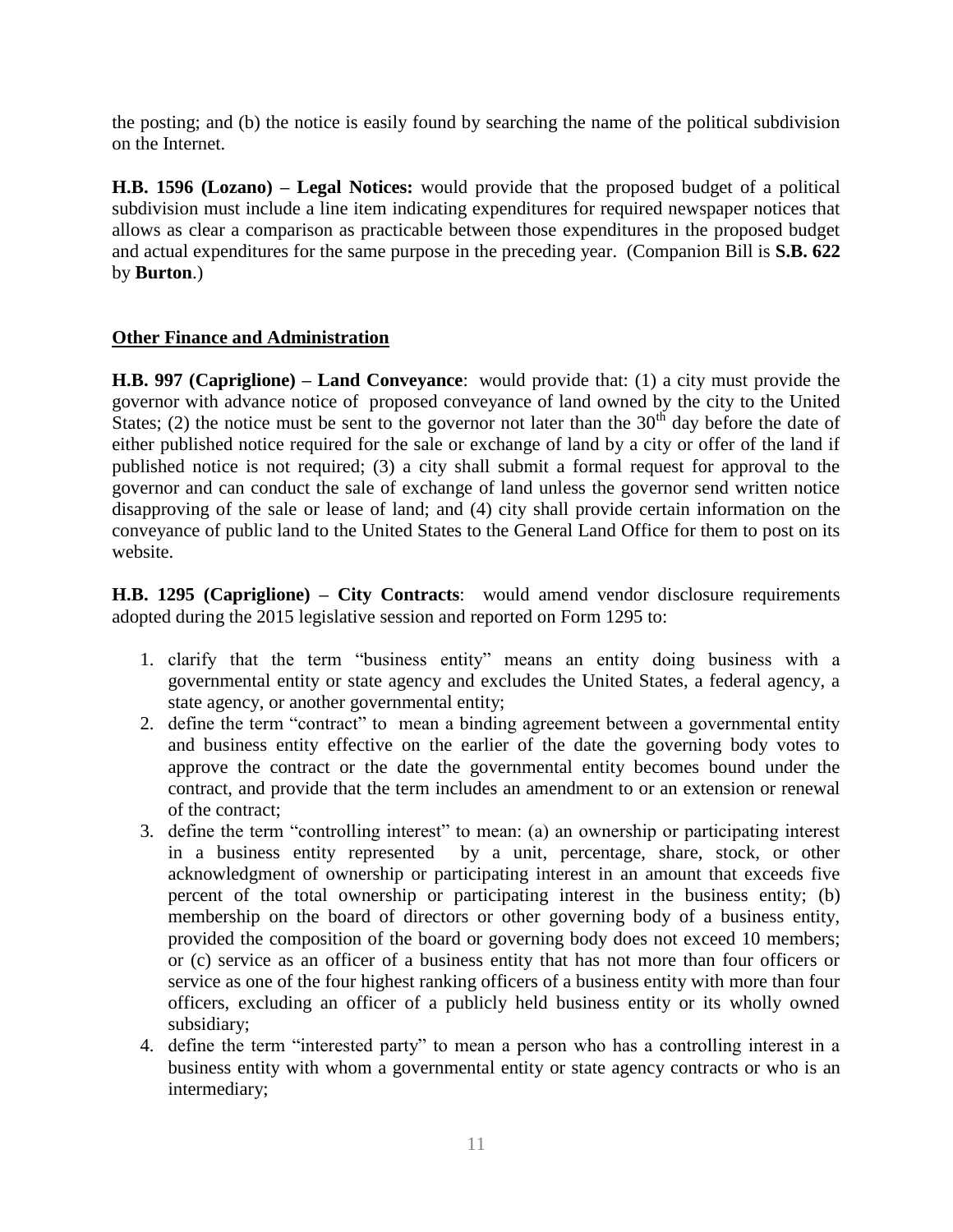the posting; and (b) the notice is easily found by searching the name of the political subdivision on the Internet.

**H.B. 1596 (Lozano) – Legal Notices:** would provide that the proposed budget of a political subdivision must include a line item indicating expenditures for required newspaper notices that allows as clear a comparison as practicable between those expenditures in the proposed budget and actual expenditures for the same purpose in the preceding year. (Companion Bill is **S.B. 622** by **Burton**.)

**Other Finance and Administration**

**H.B. 997 (Capriglione) – Land Conveyance**: would provide that: (1) a city must provide the governor with advance notice of proposed conveyance of land owned by the city to the United States; (2) the notice must be sent to the governor not later than the 30th day before the date of either published notice required for the sale or exchange of land by a city or offer of the land if published notice is not required; (3) a city shall submit a formal request for approval to the governor and can conduct the sale of exchange of land unless the governor send written notice disapproving of the sale or lease of land; and (4) city shall provide certain information on the conveyance of public land to the United States to the General Land Office for them to post on its website.

**H.B. 1295 (Capriglione) – City Contracts**: would amend vendor disclosure requirements adopted during the 2015 legislative session and reported on Form 1295 to:

1. clarify that the term "business entity" means an entity doing business with a governmental entity or state agency and excludes the United States, a federal agency, a state agency, or another governmental entity;
2. define the term "contract" to mean a binding agreement between a governmental entity and business entity effective on the earlier of the date the governing body votes to approve the contract or the date the governmental entity becomes bound under the contract, and provide that the term includes an amendment to or an extension or renewal of the contract;
3. define the term "controlling interest" to mean: (a) an ownership or participating interest in a business entity represented by a unit, percentage, share, stock, or other acknowledgment of ownership or participating interest in an amount that exceeds five percent of the total ownership or participating interest in the business entity; (b) membership on the board of directors or other governing body of a business entity, provided the composition of the board or governing body does not exceed 10 members; or (c) service as an officer of a business entity that has not more than four officers or service as one of the four highest ranking officers of a business entity with more than four officers, excluding an officer of a publicly held business entity or its wholly owned subsidiary;
4. define the term "interested party" to mean a person who has a controlling interest in a business entity with whom a governmental entity or state agency contracts or who is an intermediary;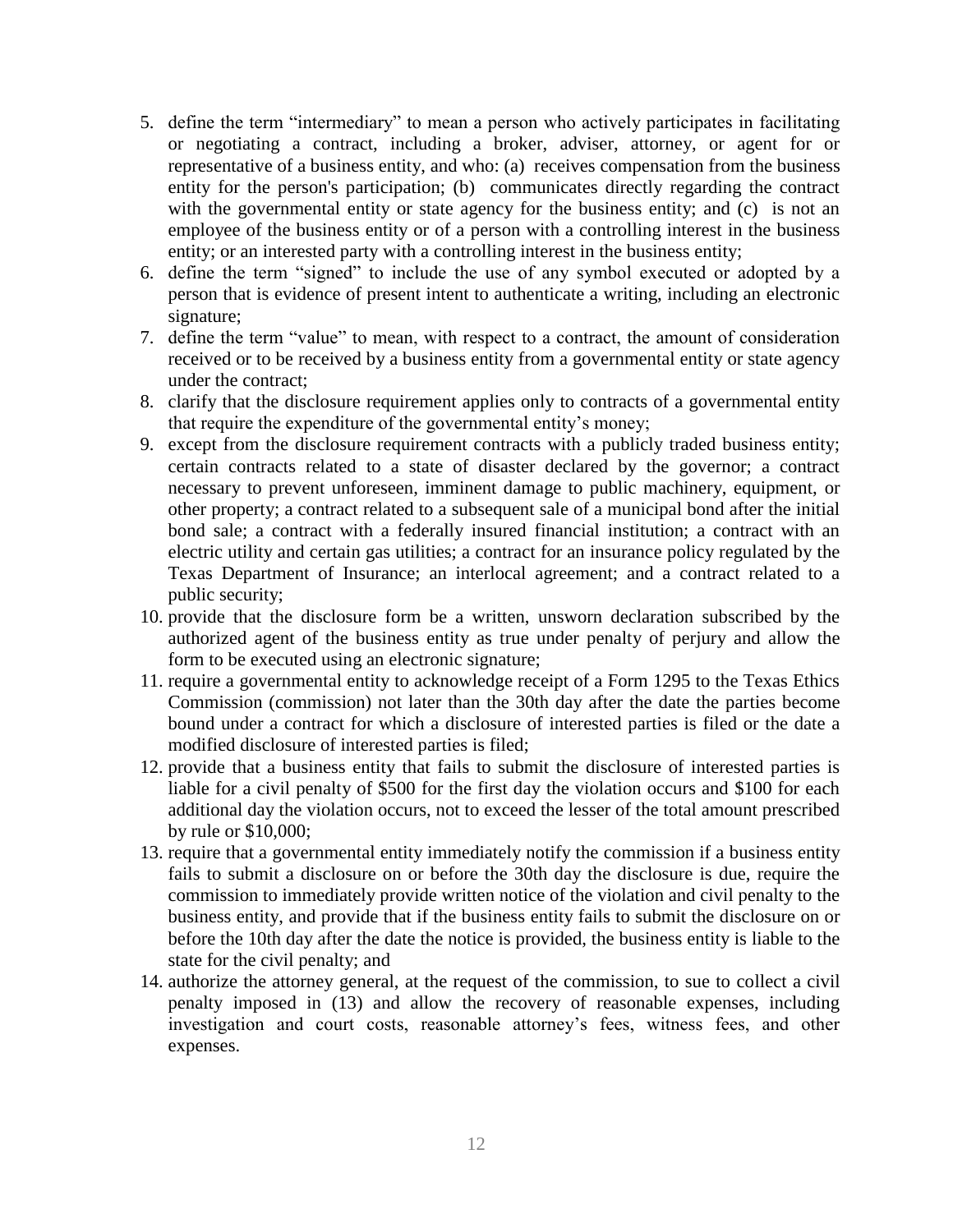5. define the term "intermediary" to mean a person who actively participates in facilitating or negotiating a contract, including a broker, adviser, attorney, or agent for or representative of a business entity, and who: (a) receives compensation from the business entity for the person's participation; (b) communicates directly regarding the contract with the governmental entity or state agency for the business entity; and (c) is not an employee of the business entity or of a person with a controlling interest in the business entity; or an interested party with a controlling interest in the business entity;
6. define the term "signed" to include the use of any symbol executed or adopted by a person that is evidence of present intent to authenticate a writing, including an electronic signature;
7. define the term "value" to mean, with respect to a contract, the amount of consideration received or to be received by a business entity from a governmental entity or state agency under the contract;
8. clarify that the disclosure requirement applies only to contracts of a governmental entity that require the expenditure of the governmental entity's money;
9. except from the disclosure requirement contracts with a publicly traded business entity; certain contracts related to a state of disaster declared by the governor; a contract necessary to prevent unforeseen, imminent damage to public machinery, equipment, or other property; a contract related to a subsequent sale of a municipal bond after the initial bond sale; a contract with a federally insured financial institution; a contract with an electric utility and certain gas utilities; a contract for an insurance policy regulated by the Texas Department of Insurance; an interlocal agreement; and a contract related to a public security;
10. provide that the disclosure form be a written, unsworn declaration subscribed by the authorized agent of the business entity as true under penalty of perjury and allow the form to be executed using an electronic signature;
11. require a governmental entity to acknowledge receipt of a Form 1295 to the Texas Ethics Commission (commission) not later than the 30th day after the date the parties become bound under a contract for which a disclosure of interested parties is filed or the date a modified disclosure of interested parties is filed;
12. provide that a business entity that fails to submit the disclosure of interested parties is liable for a civil penalty of $500 for the first day the violation occurs and $100 for each additional day the violation occurs, not to exceed the lesser of the total amount prescribed by rule or $10,000;
13. require that a governmental entity immediately notify the commission if a business entity fails to submit a disclosure on or before the 30th day the disclosure is due, require the commission to immediately provide written notice of the violation and civil penalty to the business entity, and provide that if the business entity fails to submit the disclosure on or before the 10th day after the date the notice is provided, the business entity is liable to the state for the civil penalty; and
14. authorize the attorney general, at the request of the commission, to sue to collect a civil penalty imposed in (13) and allow the recovery of reasonable expenses, including investigation and court costs, reasonable attorney's fees, witness fees, and other expenses.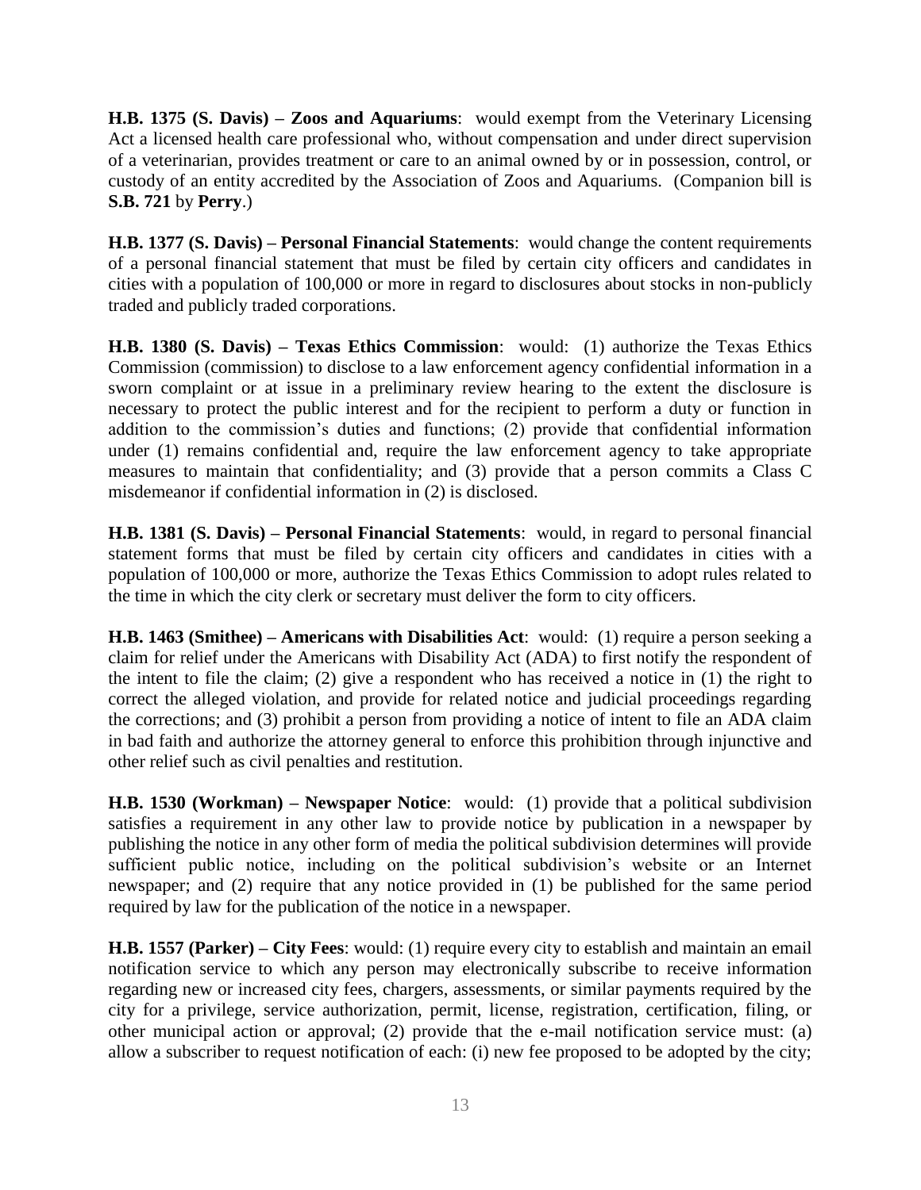**H.B. 1375 (S. Davis) – Zoos and Aquariums**: would exempt from the Veterinary Licensing Act a licensed health care professional who, without compensation and under direct supervision of a veterinarian, provides treatment or care to an animal owned by or in possession, control, or custody of an entity accredited by the Association of Zoos and Aquariums. (Companion bill is **S.B. 721** by **Perry**.)

**H.B. 1377 (S. Davis) – Personal Financial Statements**: would change the content requirements of a personal financial statement that must be filed by certain city officers and candidates in cities with a population of 100,000 or more in regard to disclosures about stocks in non-publicly traded and publicly traded corporations.

**H.B. 1380 (S. Davis) – Texas Ethics Commission**: would: (1) authorize the Texas Ethics Commission (commission) to disclose to a law enforcement agency confidential information in a sworn complaint or at issue in a preliminary review hearing to the extent the disclosure is necessary to protect the public interest and for the recipient to perform a duty or function in addition to the commission's duties and functions; (2) provide that confidential information under (1) remains confidential and, require the law enforcement agency to take appropriate measures to maintain that confidentiality; and (3) provide that a person commits a Class C misdemeanor if confidential information in (2) is disclosed.

**H.B. 1381 (S. Davis) – Personal Financial Statements**: would, in regard to personal financial statement forms that must be filed by certain city officers and candidates in cities with a population of 100,000 or more, authorize the Texas Ethics Commission to adopt rules related to the time in which the city clerk or secretary must deliver the form to city officers.

**H.B. 1463 (Smithee) – Americans with Disabilities Act**: would: (1) require a person seeking a claim for relief under the Americans with Disability Act (ADA) to first notify the respondent of the intent to file the claim; (2) give a respondent who has received a notice in (1) the right to correct the alleged violation, and provide for related notice and judicial proceedings regarding the corrections; and (3) prohibit a person from providing a notice of intent to file an ADA claim in bad faith and authorize the attorney general to enforce this prohibition through injunctive and other relief such as civil penalties and restitution.

**H.B. 1530 (Workman) – Newspaper Notice**: would: (1) provide that a political subdivision satisfies a requirement in any other law to provide notice by publication in a newspaper by publishing the notice in any other form of media the political subdivision determines will provide sufficient public notice, including on the political subdivision's website or an Internet newspaper; and (2) require that any notice provided in (1) be published for the same period required by law for the publication of the notice in a newspaper.

**H.B. 1557 (Parker) – City Fees**: would: (1) require every city to establish and maintain an email notification service to which any person may electronically subscribe to receive information regarding new or increased city fees, chargers, assessments, or similar payments required by the city for a privilege, service authorization, permit, license, registration, certification, filing, or other municipal action or approval; (2) provide that the e-mail notification service must: (a) allow a subscriber to request notification of each: (i) new fee proposed to be adopted by the city;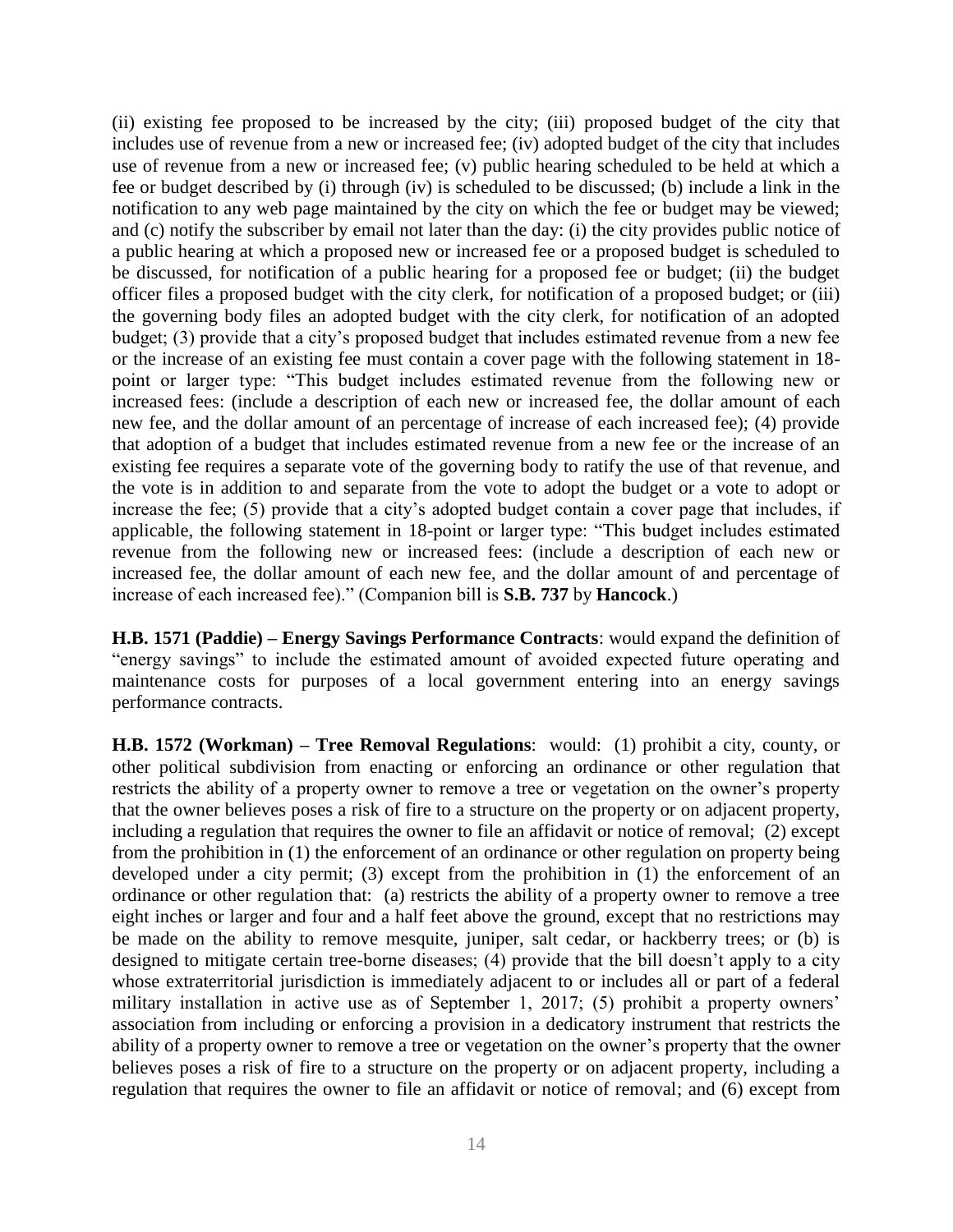(ii) existing fee proposed to be increased by the city; (iii) proposed budget of the city that includes use of revenue from a new or increased fee; (iv) adopted budget of the city that includes use of revenue from a new or increased fee; (v) public hearing scheduled to be held at which a fee or budget described by (i) through (iv) is scheduled to be discussed; (b) include a link in the notification to any web page maintained by the city on which the fee or budget may be viewed; and (c) notify the subscriber by email not later than the day: (i) the city provides public notice of a public hearing at which a proposed new or increased fee or a proposed budget is scheduled to be discussed, for notification of a public hearing for a proposed fee or budget; (ii) the budget officer files a proposed budget with the city clerk, for notification of a proposed budget; or (iii) the governing body files an adopted budget with the city clerk, for notification of an adopted budget; (3) provide that a city's proposed budget that includes estimated revenue from a new fee or the increase of an existing fee must contain a cover page with the following statement in 18-point or larger type: "This budget includes estimated revenue from the following new or increased fees: (include a description of each new or increased fee, the dollar amount of each new fee, and the dollar amount of an percentage of increase of each increased fee); (4) provide that adoption of a budget that includes estimated revenue from a new fee or the increase of an existing fee requires a separate vote of the governing body to ratify the use of that revenue, and the vote is in addition to and separate from the vote to adopt the budget or a vote to adopt or increase the fee; (5) provide that a city's adopted budget contain a cover page that includes, if applicable, the following statement in 18-point or larger type: "This budget includes estimated revenue from the following new or increased fees: (include a description of each new or increased fee, the dollar amount of each new fee, and the dollar amount of and percentage of increase of each increased fee)." (Companion bill is **S.B. 737** by **Hancock**.)

**H.B. 1571 (Paddie) – Energy Savings Performance Contracts**: would expand the definition of "energy savings" to include the estimated amount of avoided expected future operating and maintenance costs for purposes of a local government entering into an energy savings performance contracts.

**H.B. 1572 (Workman) – Tree Removal Regulations**: would: (1) prohibit a city, county, or other political subdivision from enacting or enforcing an ordinance or other regulation that restricts the ability of a property owner to remove a tree or vegetation on the owner's property that the owner believes poses a risk of fire to a structure on the property or on adjacent property, including a regulation that requires the owner to file an affidavit or notice of removal; (2) except from the prohibition in (1) the enforcement of an ordinance or other regulation on property being developed under a city permit; (3) except from the prohibition in (1) the enforcement of an ordinance or other regulation that: (a) restricts the ability of a property owner to remove a tree eight inches or larger and four and a half feet above the ground, except that no restrictions may be made on the ability to remove mesquite, juniper, salt cedar, or hackberry trees; or (b) is designed to mitigate certain tree-borne diseases; (4) provide that the bill doesn't apply to a city whose extraterritorial jurisdiction is immediately adjacent to or includes all or part of a federal military installation in active use as of September 1, 2017; (5) prohibit a property owners' association from including or enforcing a provision in a dedicatory instrument that restricts the ability of a property owner to remove a tree or vegetation on the owner's property that the owner believes poses a risk of fire to a structure on the property or on adjacent property, including a regulation that requires the owner to file an affidavit or notice of removal; and (6) except from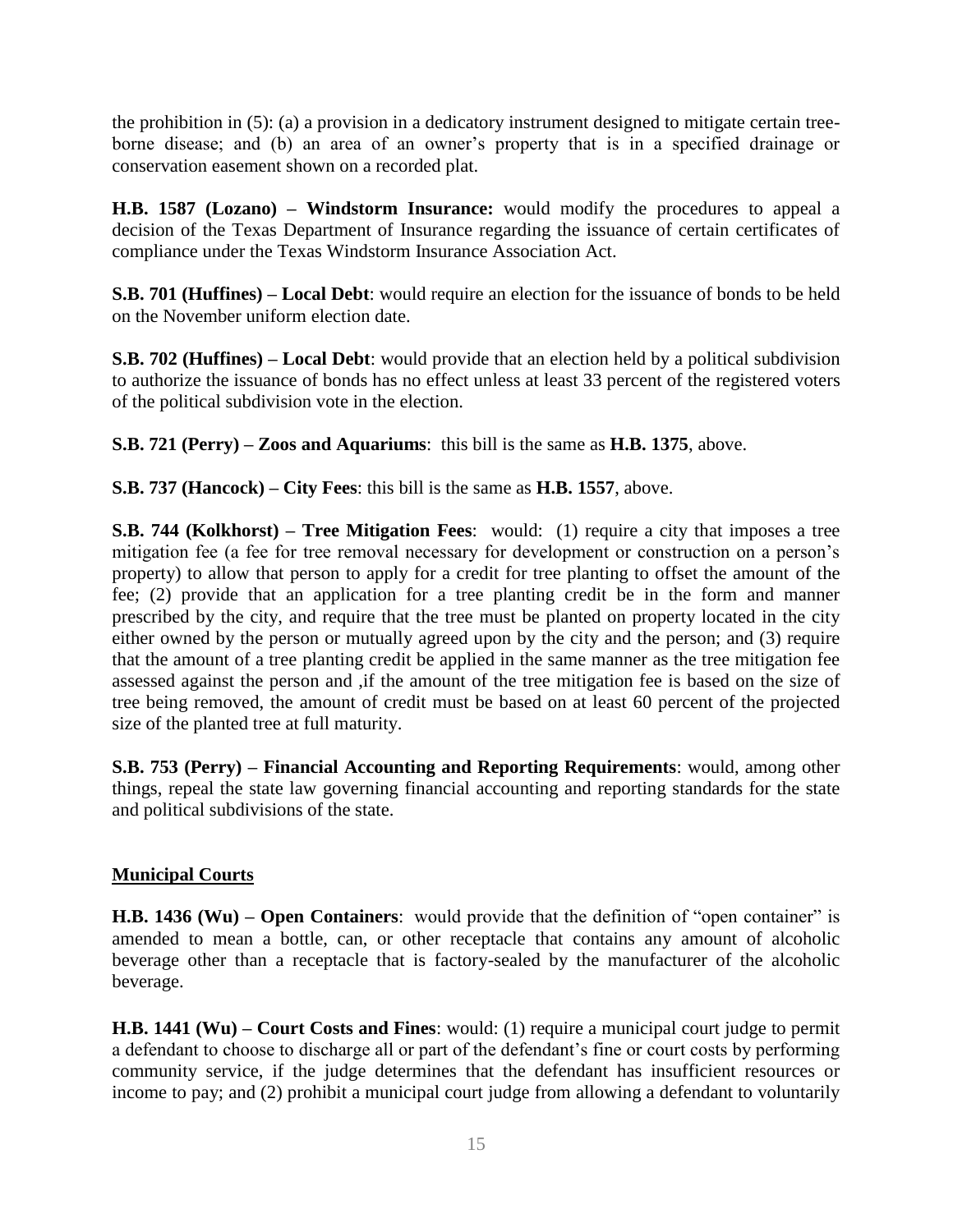the prohibition in (5): (a) a provision in a dedicatory instrument designed to mitigate certain tree-borne disease; and (b) an area of an owner's property that is in a specified drainage or conservation easement shown on a recorded plat.

**H.B. 1587 (Lozano) – Windstorm Insurance:** would modify the procedures to appeal a decision of the Texas Department of Insurance regarding the issuance of certain certificates of compliance under the Texas Windstorm Insurance Association Act.

**S.B. 701 (Huffines) – Local Debt**: would require an election for the issuance of bonds to be held on the November uniform election date.

**S.B. 702 (Huffines) – Local Debt**: would provide that an election held by a political subdivision to authorize the issuance of bonds has no effect unless at least 33 percent of the registered voters of the political subdivision vote in the election.

**S.B. 721 (Perry) – Zoos and Aquariums**: this bill is the same as **H.B. 1375**, above.

**S.B. 737 (Hancock) – City Fees**: this bill is the same as **H.B. 1557**, above.

**S.B. 744 (Kolkhorst) – Tree Mitigation Fees**: would: (1) require a city that imposes a tree mitigation fee (a fee for tree removal necessary for development or construction on a person's property) to allow that person to apply for a credit for tree planting to offset the amount of the fee; (2) provide that an application for a tree planting credit be in the form and manner prescribed by the city, and require that the tree must be planted on property located in the city either owned by the person or mutually agreed upon by the city and the person; and (3) require that the amount of a tree planting credit be applied in the same manner as the tree mitigation fee assessed against the person and ,if the amount of the tree mitigation fee is based on the size of tree being removed, the amount of credit must be based on at least 60 percent of the projected size of the planted tree at full maturity.

**S.B. 753 (Perry) – Financial Accounting and Reporting Requirements**: would, among other things, repeal the state law governing financial accounting and reporting standards for the state and political subdivisions of the state.

## Municipal Courts

**H.B. 1436 (Wu) – Open Containers**: would provide that the definition of "open container" is amended to mean a bottle, can, or other receptacle that contains any amount of alcoholic beverage other than a receptacle that is factory-sealed by the manufacturer of the alcoholic beverage.

**H.B. 1441 (Wu) – Court Costs and Fines**: would: (1) require a municipal court judge to permit a defendant to choose to discharge all or part of the defendant's fine or court costs by performing community service, if the judge determines that the defendant has insufficient resources or income to pay; and (2) prohibit a municipal court judge from allowing a defendant to voluntarily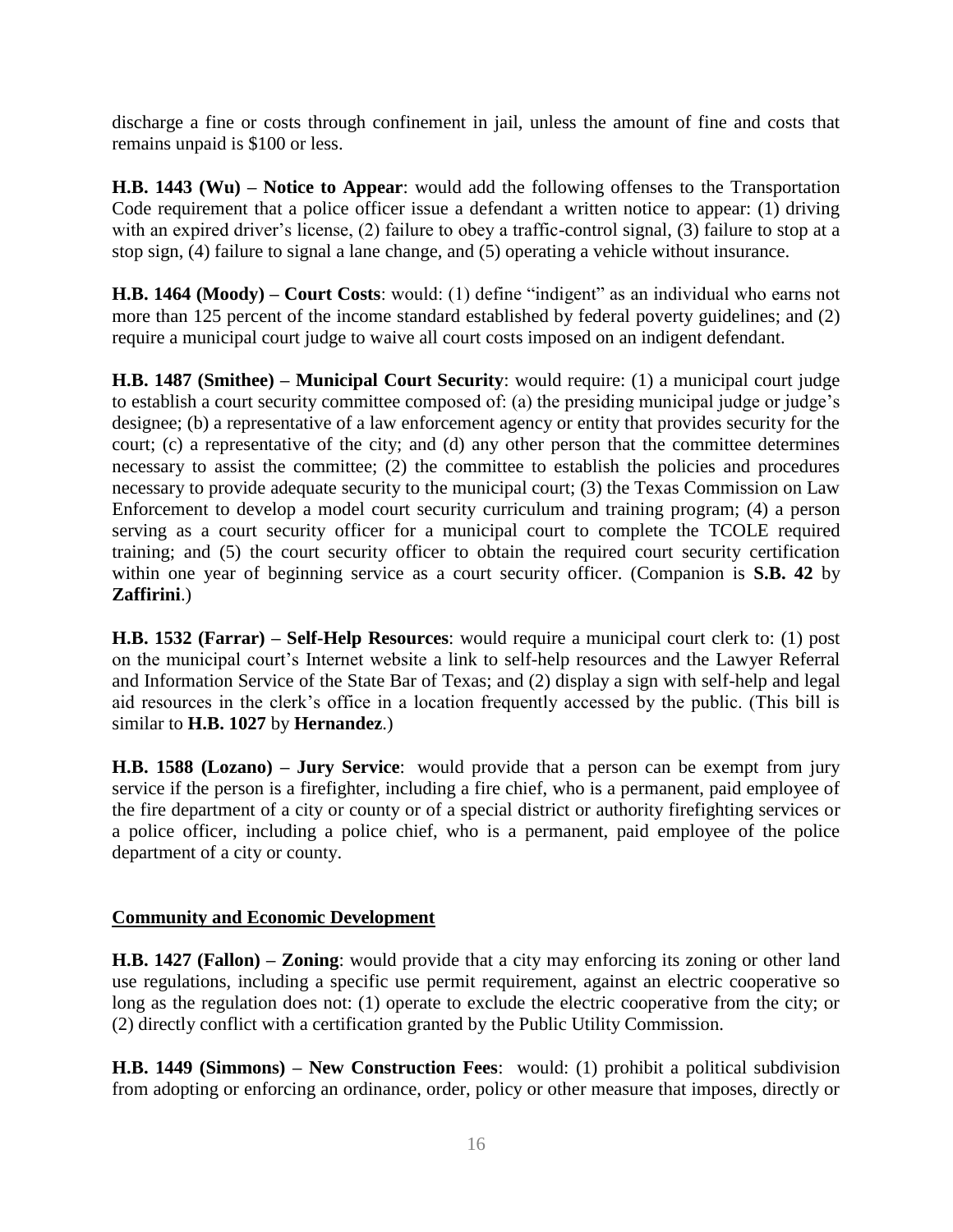discharge a fine or costs through confinement in jail, unless the amount of fine and costs that remains unpaid is $100 or less.

**H.B. 1443 (Wu) – Notice to Appear**: would add the following offenses to the Transportation Code requirement that a police officer issue a defendant a written notice to appear: (1) driving with an expired driver's license, (2) failure to obey a traffic-control signal, (3) failure to stop at a stop sign, (4) failure to signal a lane change, and (5) operating a vehicle without insurance.

**H.B. 1464 (Moody) – Court Costs**: would: (1) define "indigent" as an individual who earns not more than 125 percent of the income standard established by federal poverty guidelines; and (2) require a municipal court judge to waive all court costs imposed on an indigent defendant.

**H.B. 1487 (Smithee) – Municipal Court Security**: would require: (1) a municipal court judge to establish a court security committee composed of: (a) the presiding municipal judge or judge's designee; (b) a representative of a law enforcement agency or entity that provides security for the court; (c) a representative of the city; and (d) any other person that the committee determines necessary to assist the committee; (2) the committee to establish the policies and procedures necessary to provide adequate security to the municipal court; (3) the Texas Commission on Law Enforcement to develop a model court security curriculum and training program; (4) a person serving as a court security officer for a municipal court to complete the TCOLE required training; and (5) the court security officer to obtain the required court security certification within one year of beginning service as a court security officer. (Companion is **S.B. 42** by **Zaffirini**.)

**H.B. 1532 (Farrar) – Self-Help Resources**: would require a municipal court clerk to: (1) post on the municipal court's Internet website a link to self-help resources and the Lawyer Referral and Information Service of the State Bar of Texas; and (2) display a sign with self-help and legal aid resources in the clerk's office in a location frequently accessed by the public. (This bill is similar to **H.B. 1027** by **Hernandez**.)

**H.B. 1588 (Lozano) – Jury Service**: would provide that a person can be exempt from jury service if the person is a firefighter, including a fire chief, who is a permanent, paid employee of the fire department of a city or county or of a special district or authority firefighting services or a police officer, including a police chief, who is a permanent, paid employee of the police department of a city or county.

## Community and Economic Development

**H.B. 1427 (Fallon) – Zoning**: would provide that a city may enforcing its zoning or other land use regulations, including a specific use permit requirement, against an electric cooperative so long as the regulation does not: (1) operate to exclude the electric cooperative from the city; or (2) directly conflict with a certification granted by the Public Utility Commission.

**H.B. 1449 (Simmons) – New Construction Fees**: would: (1) prohibit a political subdivision from adopting or enforcing an ordinance, order, policy or other measure that imposes, directly or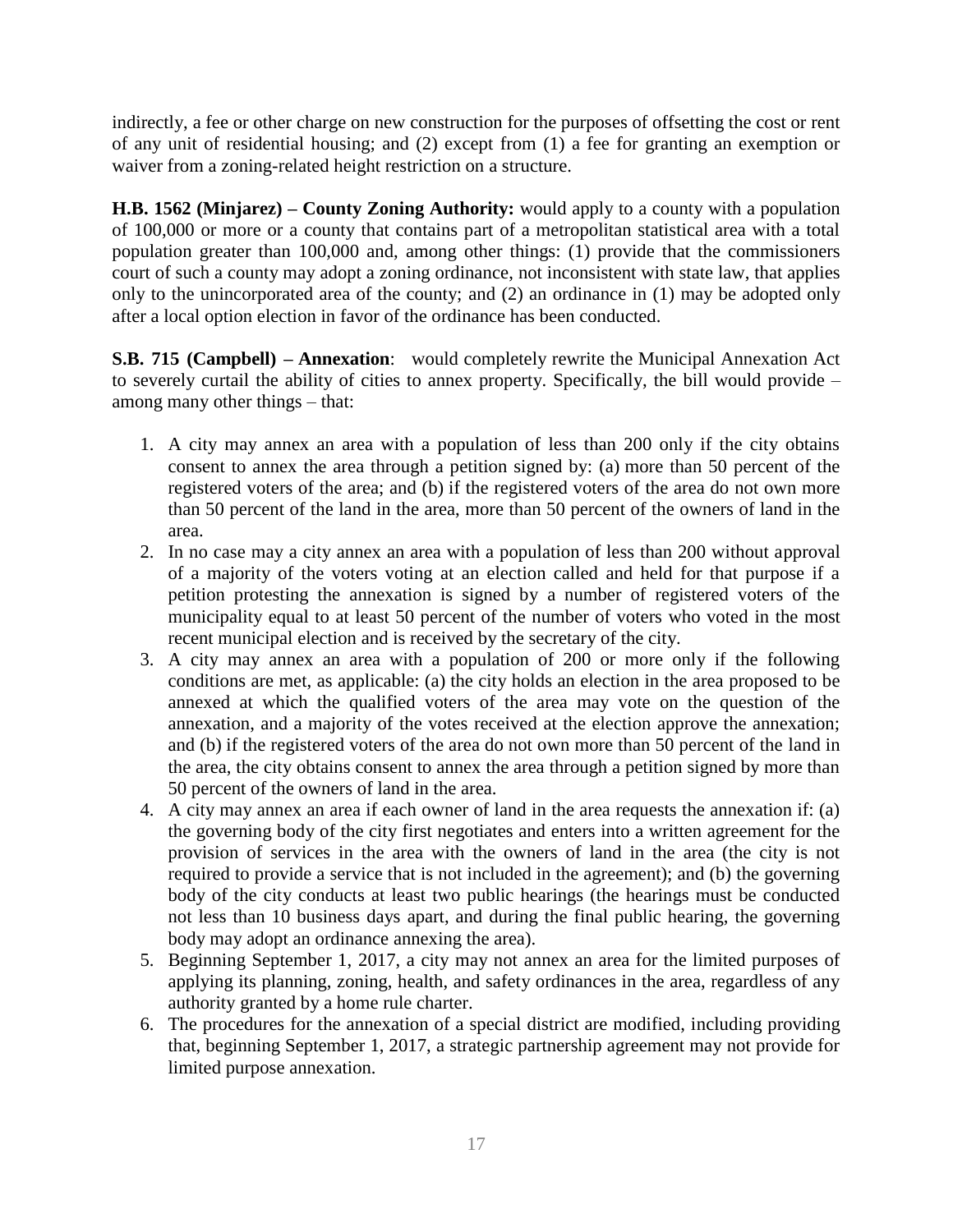indirectly, a fee or other charge on new construction for the purposes of offsetting the cost or rent of any unit of residential housing; and (2) except from (1) a fee for granting an exemption or waiver from a zoning-related height restriction on a structure.

**H.B. 1562 (Minjarez) – County Zoning Authority:** would apply to a county with a population of 100,000 or more or a county that contains part of a metropolitan statistical area with a total population greater than 100,000 and, among other things: (1) provide that the commissioners court of such a county may adopt a zoning ordinance, not inconsistent with state law, that applies only to the unincorporated area of the county; and (2) an ordinance in (1) may be adopted only after a local option election in favor of the ordinance has been conducted.

**S.B. 715 (Campbell) – Annexation**: would completely rewrite the Municipal Annexation Act to severely curtail the ability of cities to annex property. Specifically, the bill would provide – among many other things – that:

1. A city may annex an area with a population of less than 200 only if the city obtains consent to annex the area through a petition signed by: (a) more than 50 percent of the registered voters of the area; and (b) if the registered voters of the area do not own more than 50 percent of the land in the area, more than 50 percent of the owners of land in the area.
2. In no case may a city annex an area with a population of less than 200 without approval of a majority of the voters voting at an election called and held for that purpose if a petition protesting the annexation is signed by a number of registered voters of the municipality equal to at least 50 percent of the number of voters who voted in the most recent municipal election and is received by the secretary of the city.
3. A city may annex an area with a population of 200 or more only if the following conditions are met, as applicable: (a) the city holds an election in the area proposed to be annexed at which the qualified voters of the area may vote on the question of the annexation, and a majority of the votes received at the election approve the annexation; and (b) if the registered voters of the area do not own more than 50 percent of the land in the area, the city obtains consent to annex the area through a petition signed by more than 50 percent of the owners of land in the area.
4. A city may annex an area if each owner of land in the area requests the annexation if: (a) the governing body of the city first negotiates and enters into a written agreement for the provision of services in the area with the owners of land in the area (the city is not required to provide a service that is not included in the agreement); and (b) the governing body of the city conducts at least two public hearings (the hearings must be conducted not less than 10 business days apart, and during the final public hearing, the governing body may adopt an ordinance annexing the area).
5. Beginning September 1, 2017, a city may not annex an area for the limited purposes of applying its planning, zoning, health, and safety ordinances in the area, regardless of any authority granted by a home rule charter.
6. The procedures for the annexation of a special district are modified, including providing that, beginning September 1, 2017, a strategic partnership agreement may not provide for limited purpose annexation.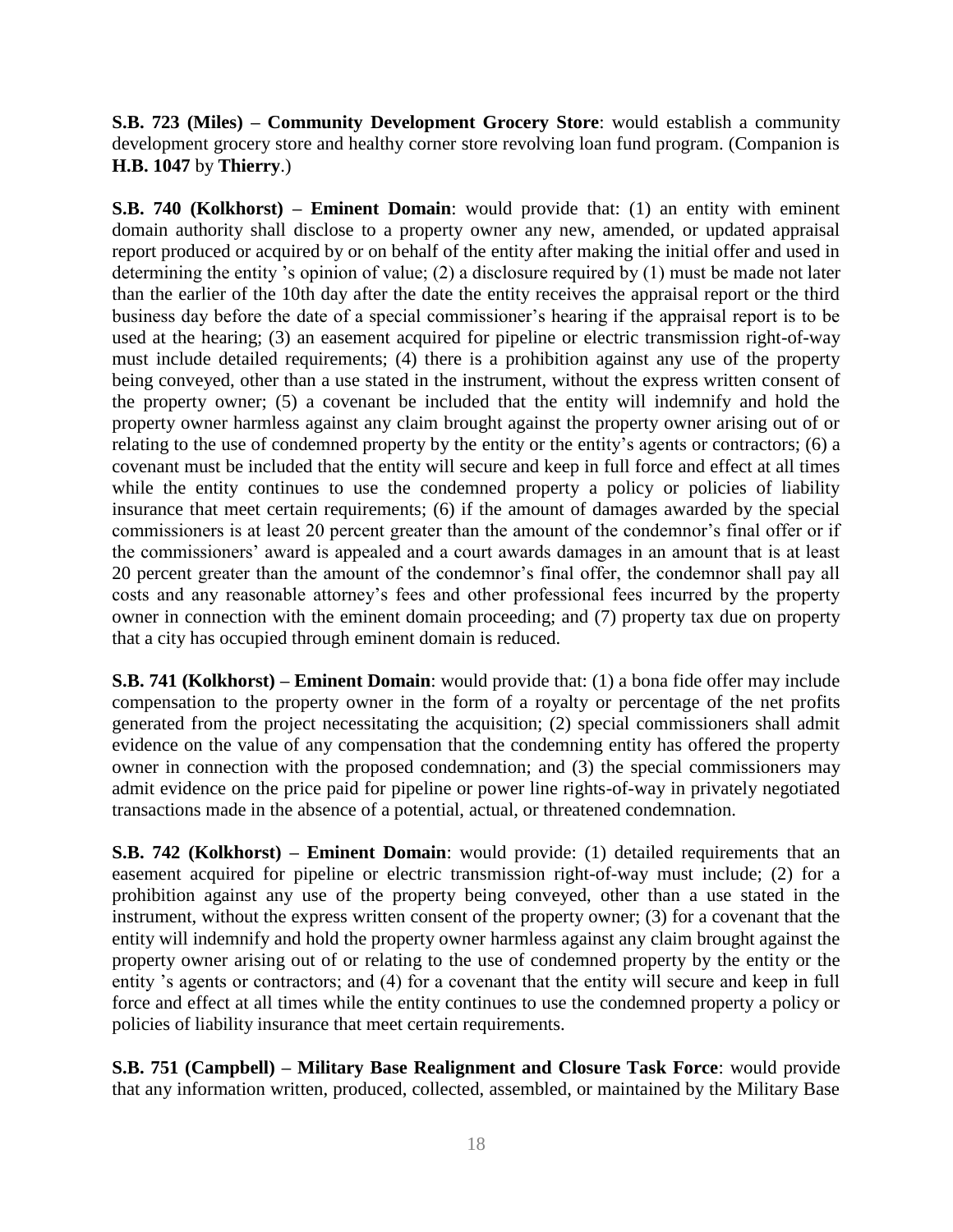**S.B. 723 (Miles) – Community Development Grocery Store**: would establish a community development grocery store and healthy corner store revolving loan fund program. (Companion is **H.B. 1047** by **Thierry**.)

**S.B. 740 (Kolkhorst) – Eminent Domain**: would provide that: (1) an entity with eminent domain authority shall disclose to a property owner any new, amended, or updated appraisal report produced or acquired by or on behalf of the entity after making the initial offer and used in determining the entity 's opinion of value; (2) a disclosure required by (1) must be made not later than the earlier of the 10th day after the date the entity receives the appraisal report or the third business day before the date of a special commissioner's hearing if the appraisal report is to be used at the hearing; (3) an easement acquired for pipeline or electric transmission right-of-way must include detailed requirements; (4) there is a prohibition against any use of the property being conveyed, other than a use stated in the instrument, without the express written consent of the property owner; (5) a covenant be included that the entity will indemnify and hold the property owner harmless against any claim brought against the property owner arising out of or relating to the use of condemned property by the entity or the entity's agents or contractors; (6) a covenant must be included that the entity will secure and keep in full force and effect at all times while the entity continues to use the condemned property a policy or policies of liability insurance that meet certain requirements; (6) if the amount of damages awarded by the special commissioners is at least 20 percent greater than the amount of the condemnor's final offer or if the commissioners' award is appealed and a court awards damages in an amount that is at least 20 percent greater than the amount of the condemnor's final offer, the condemnor shall pay all costs and any reasonable attorney's fees and other professional fees incurred by the property owner in connection with the eminent domain proceeding; and (7) property tax due on property that a city has occupied through eminent domain is reduced.

**S.B. 741 (Kolkhorst) – Eminent Domain**: would provide that: (1) a bona fide offer may include compensation to the property owner in the form of a royalty or percentage of the net profits generated from the project necessitating the acquisition; (2) special commissioners shall admit evidence on the value of any compensation that the condemning entity has offered the property owner in connection with the proposed condemnation; and (3) the special commissioners may admit evidence on the price paid for pipeline or power line rights-of-way in privately negotiated transactions made in the absence of a potential, actual, or threatened condemnation.

**S.B. 742 (Kolkhorst) – Eminent Domain**: would provide: (1) detailed requirements that an easement acquired for pipeline or electric transmission right-of-way must include; (2) for a prohibition against any use of the property being conveyed, other than a use stated in the instrument, without the express written consent of the property owner; (3) for a covenant that the entity will indemnify and hold the property owner harmless against any claim brought against the property owner arising out of or relating to the use of condemned property by the entity or the entity 's agents or contractors; and (4) for a covenant that the entity will secure and keep in full force and effect at all times while the entity continues to use the condemned property a policy or policies of liability insurance that meet certain requirements.

**S.B. 751 (Campbell) – Military Base Realignment and Closure Task Force**: would provide that any information written, produced, collected, assembled, or maintained by the Military Base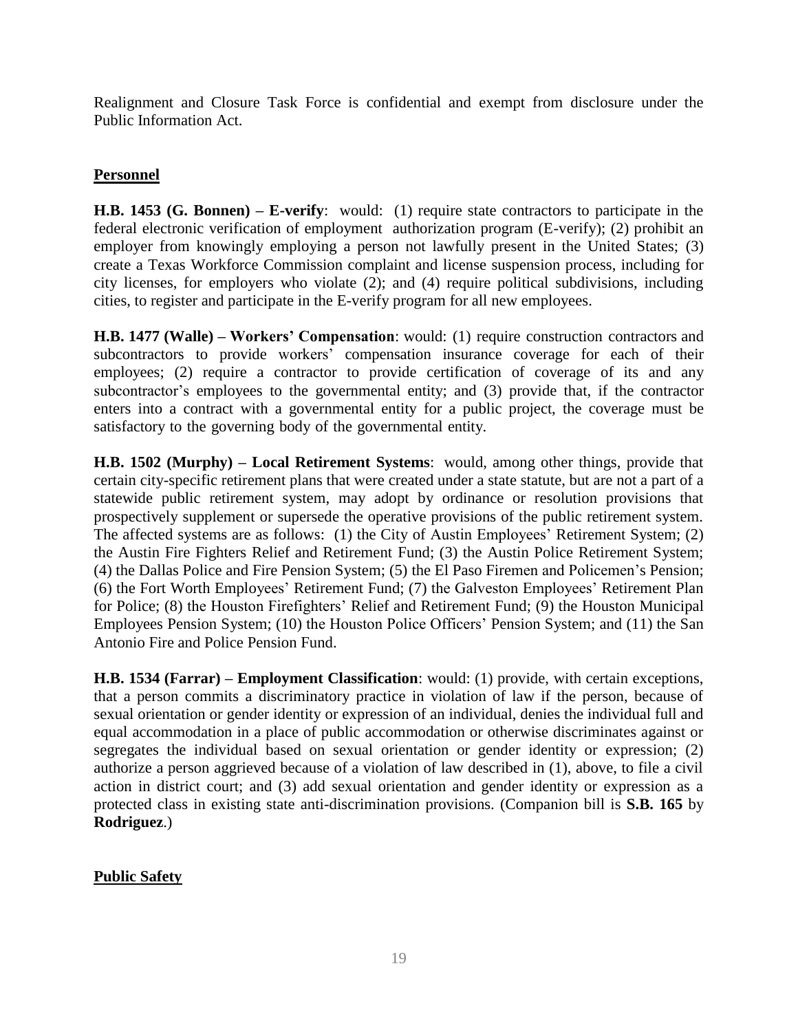Realignment and Closure Task Force is confidential and exempt from disclosure under the Public Information Act.

**Personnel**

**H.B. 1453 (G. Bonnen) – E-verify**: would: (1) require state contractors to participate in the federal electronic verification of employment authorization program (E-verify); (2) prohibit an employer from knowingly employing a person not lawfully present in the United States; (3) create a Texas Workforce Commission complaint and license suspension process, including for city licenses, for employers who violate (2); and (4) require political subdivisions, including cities, to register and participate in the E-verify program for all new employees.

**H.B. 1477 (Walle) – Workers' Compensation**: would: (1) require construction contractors and subcontractors to provide workers' compensation insurance coverage for each of their employees; (2) require a contractor to provide certification of coverage of its and any subcontractor's employees to the governmental entity; and (3) provide that, if the contractor enters into a contract with a governmental entity for a public project, the coverage must be satisfactory to the governing body of the governmental entity.

**H.B. 1502 (Murphy) – Local Retirement Systems**: would, among other things, provide that certain city-specific retirement plans that were created under a state statute, but are not a part of a statewide public retirement system, may adopt by ordinance or resolution provisions that prospectively supplement or supersede the operative provisions of the public retirement system. The affected systems are as follows: (1) the City of Austin Employees' Retirement System; (2) the Austin Fire Fighters Relief and Retirement Fund; (3) the Austin Police Retirement System; (4) the Dallas Police and Fire Pension System; (5) the El Paso Firemen and Policemen's Pension; (6) the Fort Worth Employees' Retirement Fund; (7) the Galveston Employees' Retirement Plan for Police; (8) the Houston Firefighters' Relief and Retirement Fund; (9) the Houston Municipal Employees Pension System; (10) the Houston Police Officers' Pension System; and (11) the San Antonio Fire and Police Pension Fund.

**H.B. 1534 (Farrar) – Employment Classification**: would: (1) provide, with certain exceptions, that a person commits a discriminatory practice in violation of law if the person, because of sexual orientation or gender identity or expression of an individual, denies the individual full and equal accommodation in a place of public accommodation or otherwise discriminates against or segregates the individual based on sexual orientation or gender identity or expression; (2) authorize a person aggrieved because of a violation of law described in (1), above, to file a civil action in district court; and (3) add sexual orientation and gender identity or expression as a protected class in existing state anti-discrimination provisions. (Companion bill is **S.B. 165** by **Rodriguez**.)

**Public Safety**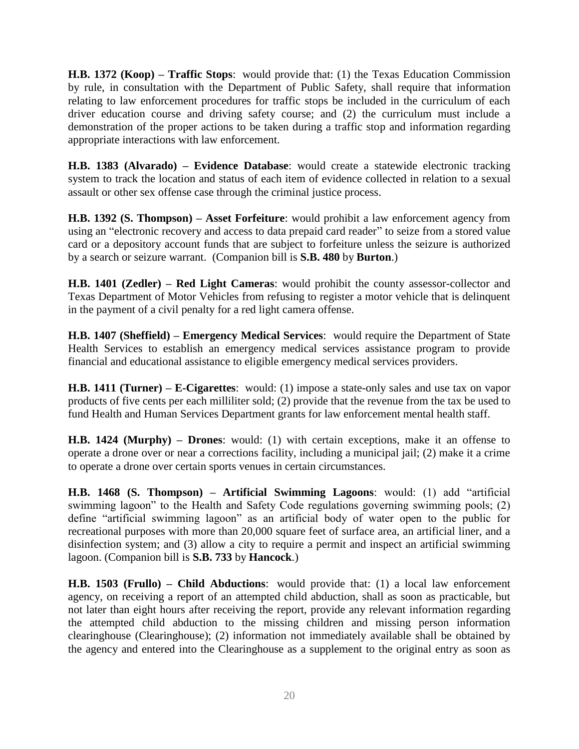**H.B. 1372 (Koop) – Traffic Stops**: would provide that: (1) the Texas Education Commission by rule, in consultation with the Department of Public Safety, shall require that information relating to law enforcement procedures for traffic stops be included in the curriculum of each driver education course and driving safety course; and (2) the curriculum must include a demonstration of the proper actions to be taken during a traffic stop and information regarding appropriate interactions with law enforcement.

**H.B. 1383 (Alvarado) – Evidence Database**: would create a statewide electronic tracking system to track the location and status of each item of evidence collected in relation to a sexual assault or other sex offense case through the criminal justice process.

**H.B. 1392 (S. Thompson) – Asset Forfeiture**: would prohibit a law enforcement agency from using an "electronic recovery and access to data prepaid card reader" to seize from a stored value card or a depository account funds that are subject to forfeiture unless the seizure is authorized by a search or seizure warrant. (Companion bill is **S.B. 480** by **Burton**.)

**H.B. 1401 (Zedler) – Red Light Cameras**: would prohibit the county assessor-collector and Texas Department of Motor Vehicles from refusing to register a motor vehicle that is delinquent in the payment of a civil penalty for a red light camera offense.

**H.B. 1407 (Sheffield) – Emergency Medical Services**: would require the Department of State Health Services to establish an emergency medical services assistance program to provide financial and educational assistance to eligible emergency medical services providers.

**H.B. 1411 (Turner) – E-Cigarettes**: would: (1) impose a state-only sales and use tax on vapor products of five cents per each milliliter sold; (2) provide that the revenue from the tax be used to fund Health and Human Services Department grants for law enforcement mental health staff.

**H.B. 1424 (Murphy) – Drones**: would: (1) with certain exceptions, make it an offense to operate a drone over or near a corrections facility, including a municipal jail; (2) make it a crime to operate a drone over certain sports venues in certain circumstances.

**H.B. 1468 (S. Thompson) – Artificial Swimming Lagoons**: would: (1) add "artificial swimming lagoon" to the Health and Safety Code regulations governing swimming pools; (2) define "artificial swimming lagoon" as an artificial body of water open to the public for recreational purposes with more than 20,000 square feet of surface area, an artificial liner, and a disinfection system; and (3) allow a city to require a permit and inspect an artificial swimming lagoon. (Companion bill is **S.B. 733** by **Hancock**.)

**H.B. 1503 (Frullo) – Child Abductions**: would provide that: (1) a local law enforcement agency, on receiving a report of an attempted child abduction, shall as soon as practicable, but not later than eight hours after receiving the report, provide any relevant information regarding the attempted child abduction to the missing children and missing person information clearinghouse (Clearinghouse); (2) information not immediately available shall be obtained by the agency and entered into the Clearinghouse as a supplement to the original entry as soon as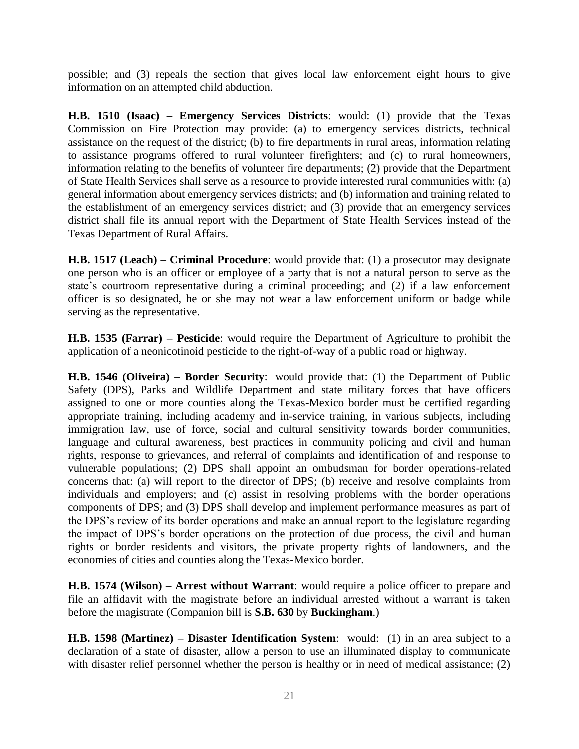possible; and (3) repeals the section that gives local law enforcement eight hours to give information on an attempted child abduction.

**H.B. 1510 (Isaac) – Emergency Services Districts**: would: (1) provide that the Texas Commission on Fire Protection may provide: (a) to emergency services districts, technical assistance on the request of the district; (b) to fire departments in rural areas, information relating to assistance programs offered to rural volunteer firefighters; and (c) to rural homeowners, information relating to the benefits of volunteer fire departments; (2) provide that the Department of State Health Services shall serve as a resource to provide interested rural communities with: (a) general information about emergency services districts; and (b) information and training related to the establishment of an emergency services district; and (3) provide that an emergency services district shall file its annual report with the Department of State Health Services instead of the Texas Department of Rural Affairs.

**H.B. 1517 (Leach) – Criminal Procedure**: would provide that: (1) a prosecutor may designate one person who is an officer or employee of a party that is not a natural person to serve as the state's courtroom representative during a criminal proceeding; and (2) if a law enforcement officer is so designated, he or she may not wear a law enforcement uniform or badge while serving as the representative.

**H.B. 1535 (Farrar) – Pesticide**: would require the Department of Agriculture to prohibit the application of a neonicotinoid pesticide to the right-of-way of a public road or highway.

**H.B. 1546 (Oliveira) – Border Security**: would provide that: (1) the Department of Public Safety (DPS), Parks and Wildlife Department and state military forces that have officers assigned to one or more counties along the Texas-Mexico border must be certified regarding appropriate training, including academy and in-service training, in various subjects, including immigration law, use of force, social and cultural sensitivity towards border communities, language and cultural awareness, best practices in community policing and civil and human rights, response to grievances, and referral of complaints and identification of and response to vulnerable populations; (2) DPS shall appoint an ombudsman for border operations-related concerns that: (a) will report to the director of DPS; (b) receive and resolve complaints from individuals and employers; and (c) assist in resolving problems with the border operations components of DPS; and (3) DPS shall develop and implement performance measures as part of the DPS's review of its border operations and make an annual report to the legislature regarding the impact of DPS's border operations on the protection of due process, the civil and human rights or border residents and visitors, the private property rights of landowners, and the economies of cities and counties along the Texas-Mexico border.

**H.B. 1574 (Wilson) – Arrest without Warrant**: would require a police officer to prepare and file an affidavit with the magistrate before an individual arrested without a warrant is taken before the magistrate (Companion bill is **S.B. 630** by **Buckingham**.)

**H.B. 1598 (Martinez) – Disaster Identification System**: would: (1) in an area subject to a declaration of a state of disaster, allow a person to use an illuminated display to communicate with disaster relief personnel whether the person is healthy or in need of medical assistance; (2)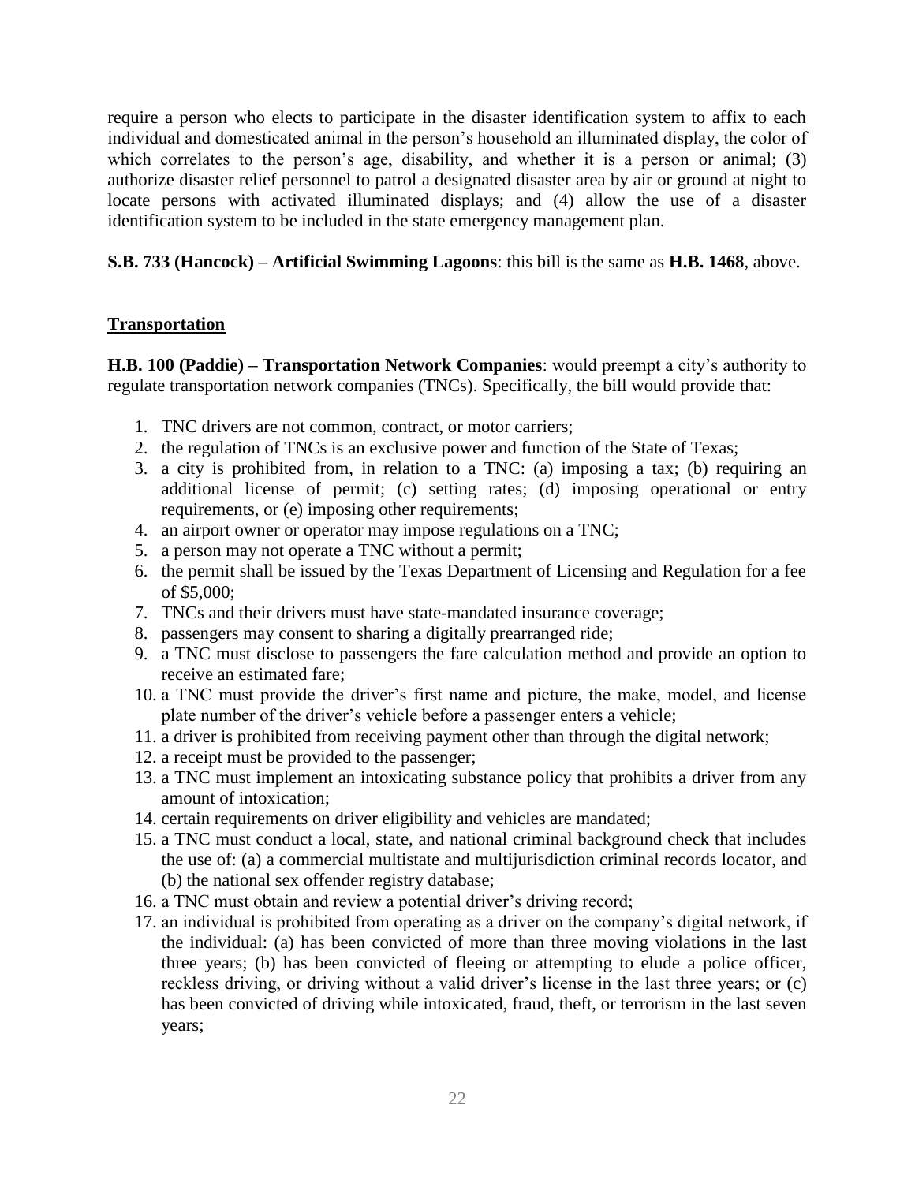require a person who elects to participate in the disaster identification system to affix to each individual and domesticated animal in the person's household an illuminated display, the color of which correlates to the person's age, disability, and whether it is a person or animal; (3) authorize disaster relief personnel to patrol a designated disaster area by air or ground at night to locate persons with activated illuminated displays; and (4) allow the use of a disaster identification system to be included in the state emergency management plan.

**S.B. 733 (Hancock) – Artificial Swimming Lagoons**: this bill is the same as **H.B. 1468**, above.

## Transportation

**H.B. 100 (Paddie) – Transportation Network Companies**: would preempt a city's authority to regulate transportation network companies (TNCs). Specifically, the bill would provide that:

1. TNC drivers are not common, contract, or motor carriers;
2. the regulation of TNCs is an exclusive power and function of the State of Texas;
3. a city is prohibited from, in relation to a TNC: (a) imposing a tax; (b) requiring an additional license of permit; (c) setting rates; (d) imposing operational or entry requirements, or (e) imposing other requirements;
4. an airport owner or operator may impose regulations on a TNC;
5. a person may not operate a TNC without a permit;
6. the permit shall be issued by the Texas Department of Licensing and Regulation for a fee of $5,000;
7. TNCs and their drivers must have state-mandated insurance coverage;
8. passengers may consent to sharing a digitally prearranged ride;
9. a TNC must disclose to passengers the fare calculation method and provide an option to receive an estimated fare;
10. a TNC must provide the driver's first name and picture, the make, model, and license plate number of the driver's vehicle before a passenger enters a vehicle;
11. a driver is prohibited from receiving payment other than through the digital network;
12. a receipt must be provided to the passenger;
13. a TNC must implement an intoxicating substance policy that prohibits a driver from any amount of intoxication;
14. certain requirements on driver eligibility and vehicles are mandated;
15. a TNC must conduct a local, state, and national criminal background check that includes the use of: (a) a commercial multistate and multijurisdiction criminal records locator, and (b) the national sex offender registry database;
16. a TNC must obtain and review a potential driver's driving record;
17. an individual is prohibited from operating as a driver on the company's digital network, if the individual: (a) has been convicted of more than three moving violations in the last three years; (b) has been convicted of fleeing or attempting to elude a police officer, reckless driving, or driving without a valid driver's license in the last three years; or (c) has been convicted of driving while intoxicated, fraud, theft, or terrorism in the last seven years;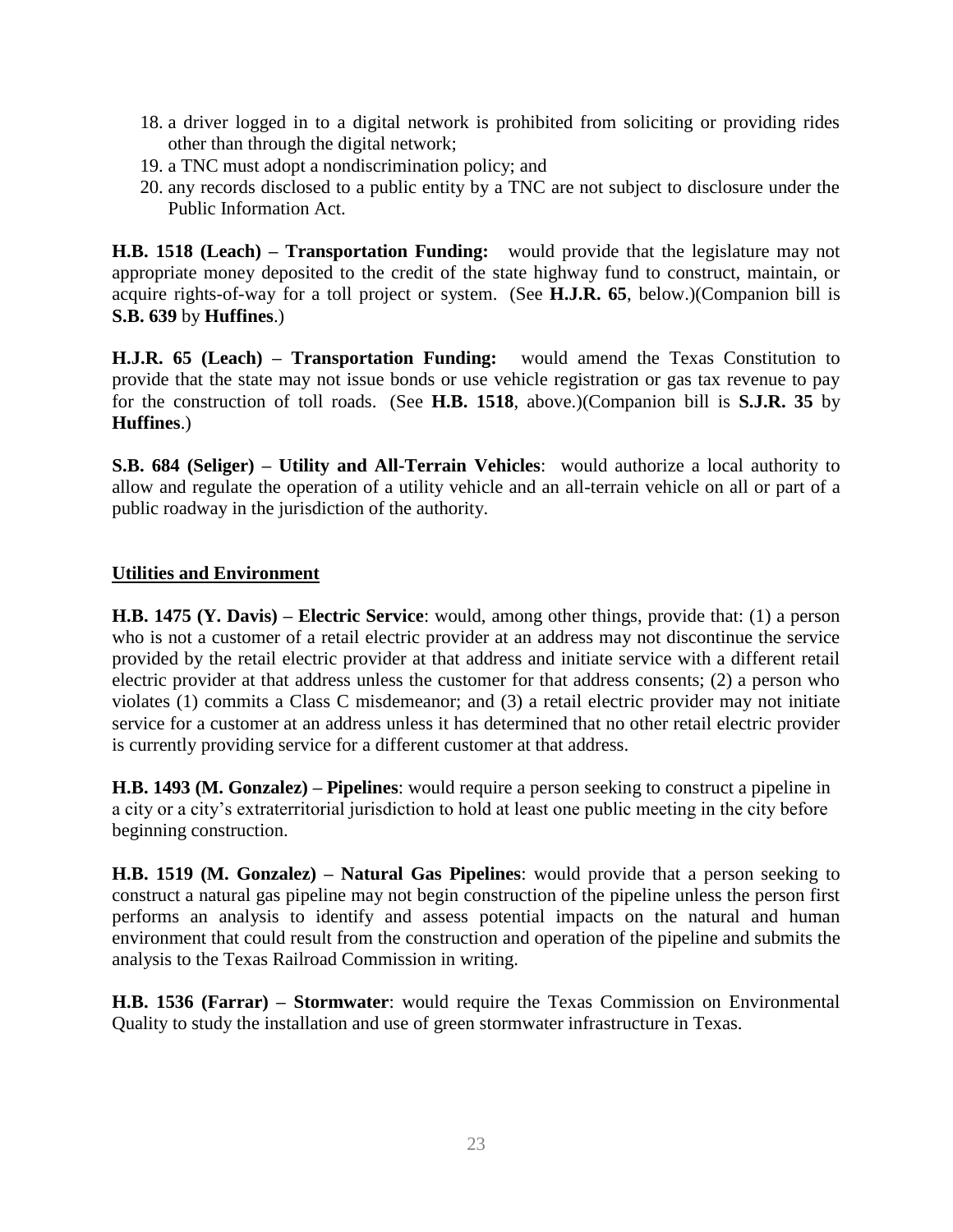18. a driver logged in to a digital network is prohibited from soliciting or providing rides other than through the digital network;
19. a TNC must adopt a nondiscrimination policy; and
20. any records disclosed to a public entity by a TNC are not subject to disclosure under the Public Information Act.

**H.B. 1518 (Leach) – Transportation Funding:** would provide that the legislature may not appropriate money deposited to the credit of the state highway fund to construct, maintain, or acquire rights-of-way for a toll project or system. (See **H.J.R. 65**, below.)(Companion bill is **S.B. 639** by **Huffines**.)

**H.J.R. 65 (Leach) – Transportation Funding:** would amend the Texas Constitution to provide that the state may not issue bonds or use vehicle registration or gas tax revenue to pay for the construction of toll roads. (See **H.B. 1518**, above.)(Companion bill is **S.J.R. 35** by **Huffines**.)

**S.B. 684 (Seliger) – Utility and All-Terrain Vehicles**: would authorize a local authority to allow and regulate the operation of a utility vehicle and an all-terrain vehicle on all or part of a public roadway in the jurisdiction of the authority.

## Utilities and Environment

**H.B. 1475 (Y. Davis) – Electric Service**: would, among other things, provide that: (1) a person who is not a customer of a retail electric provider at an address may not discontinue the service provided by the retail electric provider at that address and initiate service with a different retail electric provider at that address unless the customer for that address consents; (2) a person who violates (1) commits a Class C misdemeanor; and (3) a retail electric provider may not initiate service for a customer at an address unless it has determined that no other retail electric provider is currently providing service for a different customer at that address.

**H.B. 1493 (M. Gonzalez) – Pipelines**: would require a person seeking to construct a pipeline in a city or a city's extraterritorial jurisdiction to hold at least one public meeting in the city before beginning construction.

**H.B. 1519 (M. Gonzalez) – Natural Gas Pipelines**: would provide that a person seeking to construct a natural gas pipeline may not begin construction of the pipeline unless the person first performs an analysis to identify and assess potential impacts on the natural and human environment that could result from the construction and operation of the pipeline and submits the analysis to the Texas Railroad Commission in writing.

**H.B. 1536 (Farrar) – Stormwater**: would require the Texas Commission on Environmental Quality to study the installation and use of green stormwater infrastructure in Texas.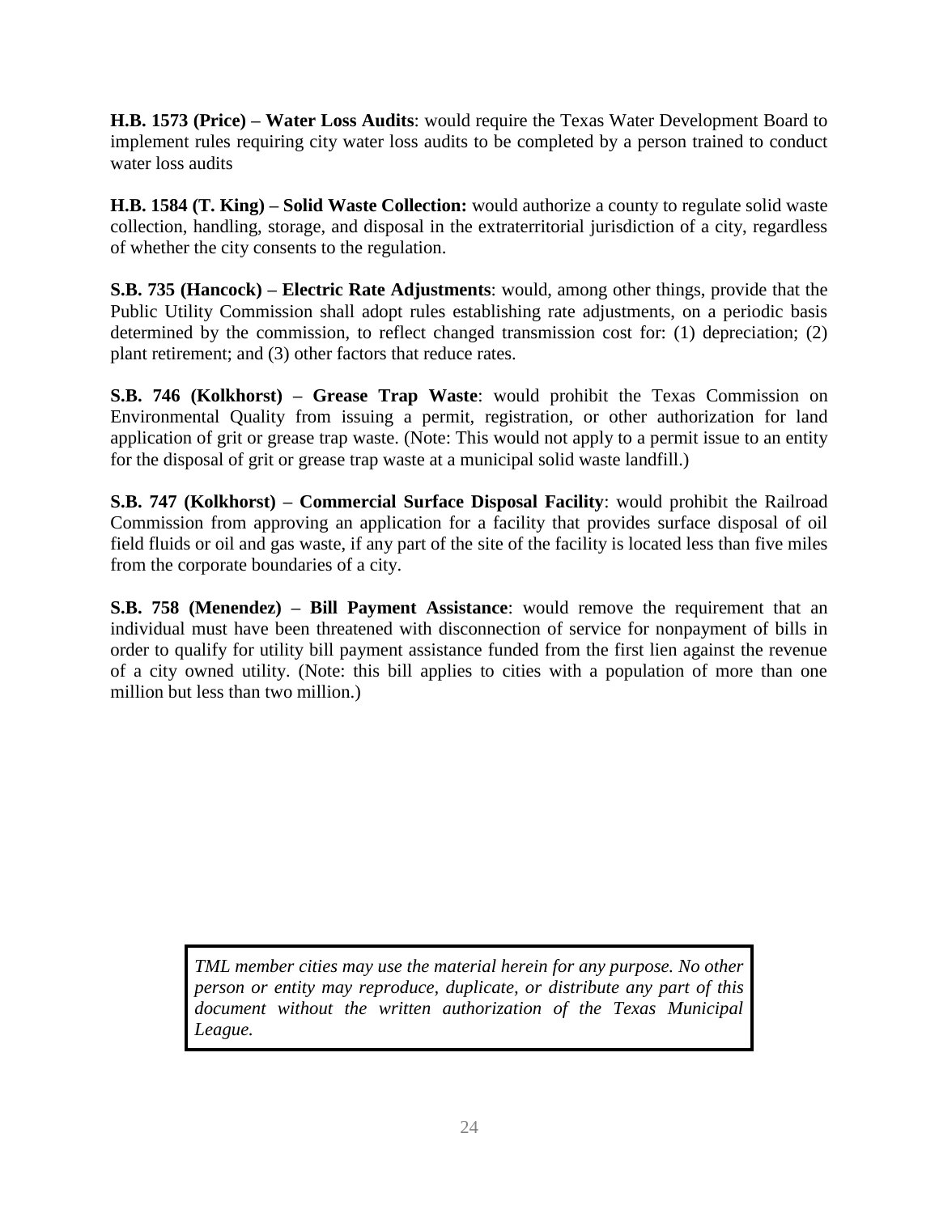**H.B. 1573 (Price) – Water Loss Audits**: would require the Texas Water Development Board to implement rules requiring city water loss audits to be completed by a person trained to conduct water loss audits

**H.B. 1584 (T. King) – Solid Waste Collection:** would authorize a county to regulate solid waste collection, handling, storage, and disposal in the extraterritorial jurisdiction of a city, regardless of whether the city consents to the regulation.

**S.B. 735 (Hancock) – Electric Rate Adjustments**: would, among other things, provide that the Public Utility Commission shall adopt rules establishing rate adjustments, on a periodic basis determined by the commission, to reflect changed transmission cost for: (1) depreciation; (2) plant retirement; and (3) other factors that reduce rates.

**S.B. 746 (Kolkhorst) – Grease Trap Waste**: would prohibit the Texas Commission on Environmental Quality from issuing a permit, registration, or other authorization for land application of grit or grease trap waste. (Note: This would not apply to a permit issue to an entity for the disposal of grit or grease trap waste at a municipal solid waste landfill.)

**S.B. 747 (Kolkhorst) – Commercial Surface Disposal Facility**: would prohibit the Railroad Commission from approving an application for a facility that provides surface disposal of oil field fluids or oil and gas waste, if any part of the site of the facility is located less than five miles from the corporate boundaries of a city.

**S.B. 758 (Menendez) – Bill Payment Assistance**: would remove the requirement that an individual must have been threatened with disconnection of service for nonpayment of bills in order to qualify for utility bill payment assistance funded from the first lien against the revenue of a city owned utility. (Note: this bill applies to cities with a population of more than one million but less than two million.)

*TML member cities may use the material herein for any purpose. No other person or entity may reproduce, duplicate, or distribute any part of this document without the written authorization of the Texas Municipal League.*